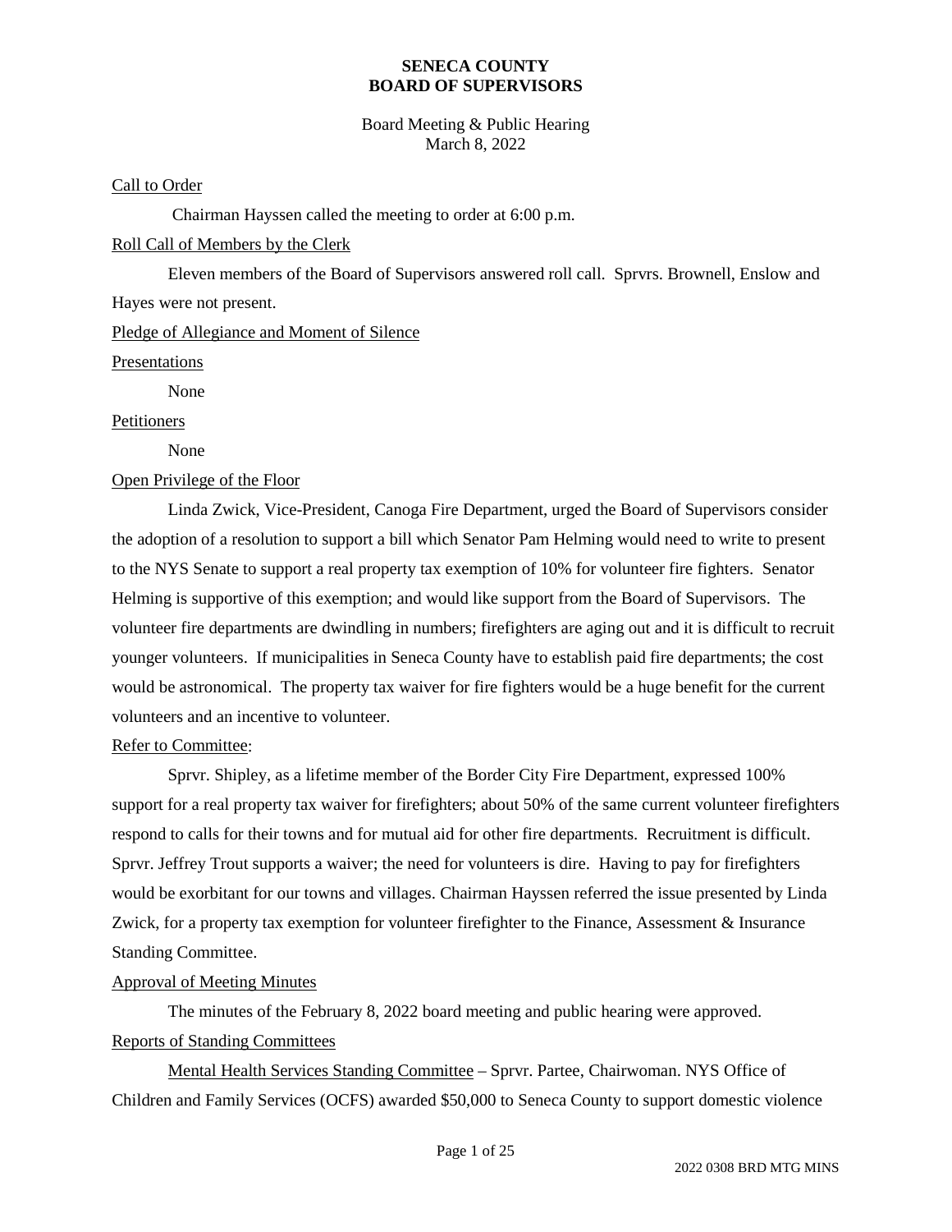**SENECA COUNTY**
**BOARD OF SUPERVISORS**

Board Meeting & Public Hearing
March 8, 2022

Call to Order

Chairman Hayssen called the meeting to order at 6:00 p.m.

Roll Call of Members by the Clerk

Eleven members of the Board of Supervisors answered roll call. Sprvrs. Brownell, Enslow and Hayes were not present.

Pledge of Allegiance and Moment of Silence

Presentations

None

Petitioners

None

Open Privilege of the Floor

Linda Zwick, Vice-President, Canoga Fire Department, urged the Board of Supervisors consider the adoption of a resolution to support a bill which Senator Pam Helming would need to write to present to the NYS Senate to support a real property tax exemption of 10% for volunteer fire fighters. Senator Helming is supportive of this exemption; and would like support from the Board of Supervisors. The volunteer fire departments are dwindling in numbers; firefighters are aging out and it is difficult to recruit younger volunteers. If municipalities in Seneca County have to establish paid fire departments; the cost would be astronomical. The property tax waiver for fire fighters would be a huge benefit for the current volunteers and an incentive to volunteer.

Refer to Committee:

Sprvr. Shipley, as a lifetime member of the Border City Fire Department, expressed 100% support for a real property tax waiver for firefighters; about 50% of the same current volunteer firefighters respond to calls for their towns and for mutual aid for other fire departments. Recruitment is difficult. Sprvr. Jeffrey Trout supports a waiver; the need for volunteers is dire. Having to pay for firefighters would be exorbitant for our towns and villages. Chairman Hayssen referred the issue presented by Linda Zwick, for a property tax exemption for volunteer firefighter to the Finance, Assessment & Insurance Standing Committee.

Approval of Meeting Minutes

The minutes of the February 8, 2022 board meeting and public hearing were approved.

Reports of Standing Committees

Mental Health Services Standing Committee – Sprvr. Partee, Chairwoman. NYS Office of Children and Family Services (OCFS) awarded $50,000 to Seneca County to support domestic violence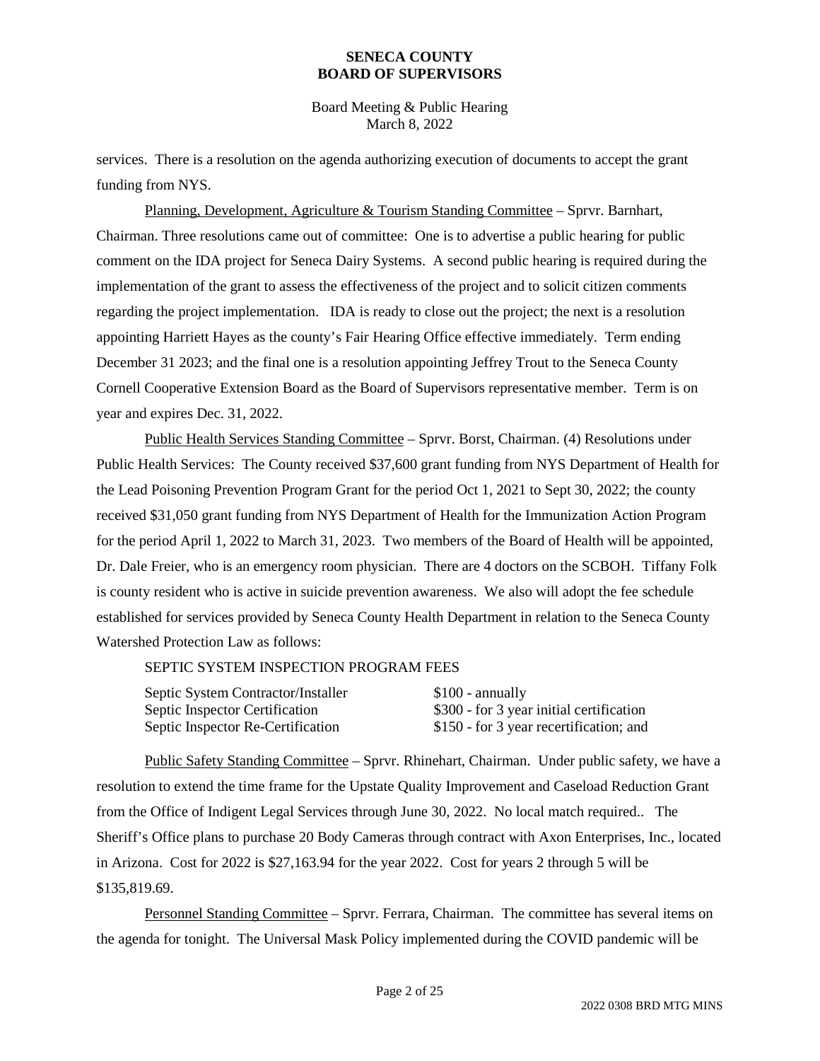services. There is a resolution on the agenda authorizing execution of documents to accept the grant funding from NYS.

Planning, Development, Agriculture & Tourism Standing Committee – Sprvr. Barnhart, Chairman. Three resolutions came out of committee: One is to advertise a public hearing for public comment on the IDA project for Seneca Dairy Systems. A second public hearing is required during the implementation of the grant to assess the effectiveness of the project and to solicit citizen comments regarding the project implementation. IDA is ready to close out the project; the next is a resolution appointing Harriett Hayes as the county's Fair Hearing Office effective immediately. Term ending December 31 2023; and the final one is a resolution appointing Jeffrey Trout to the Seneca County Cornell Cooperative Extension Board as the Board of Supervisors representative member. Term is on year and expires Dec. 31, 2022.

Public Health Services Standing Committee – Sprvr. Borst, Chairman. (4) Resolutions under Public Health Services: The County received $37,600 grant funding from NYS Department of Health for the Lead Poisoning Prevention Program Grant for the period Oct 1, 2021 to Sept 30, 2022; the county received $31,050 grant funding from NYS Department of Health for the Immunization Action Program for the period April 1, 2022 to March 31, 2023. Two members of the Board of Health will be appointed, Dr. Dale Freier, who is an emergency room physician. There are 4 doctors on the SCBOH. Tiffany Folk is county resident who is active in suicide prevention awareness. We also will adopt the fee schedule established for services provided by Seneca County Health Department in relation to the Seneca County Watershed Protection Law as follows:

SEPTIC SYSTEM INSPECTION PROGRAM FEES

| | |
|---|---|
| Septic System Contractor/Installer | $100 - annually |
| Septic Inspector Certification | $300 - for 3 year initial certification |
| Septic Inspector Re-Certification | $150 - for 3 year recertification; and |

Public Safety Standing Committee – Sprvr. Rhinehart, Chairman. Under public safety, we have a resolution to extend the time frame for the Upstate Quality Improvement and Caseload Reduction Grant from the Office of Indigent Legal Services through June 30, 2022. No local match required.. The Sheriff's Office plans to purchase 20 Body Cameras through contract with Axon Enterprises, Inc., located in Arizona. Cost for 2022 is $27,163.94 for the year 2022. Cost for years 2 through 5 will be $135,819.69.

Personnel Standing Committee – Sprvr. Ferrara, Chairman. The committee has several items on the agenda for tonight. The Universal Mask Policy implemented during the COVID pandemic will be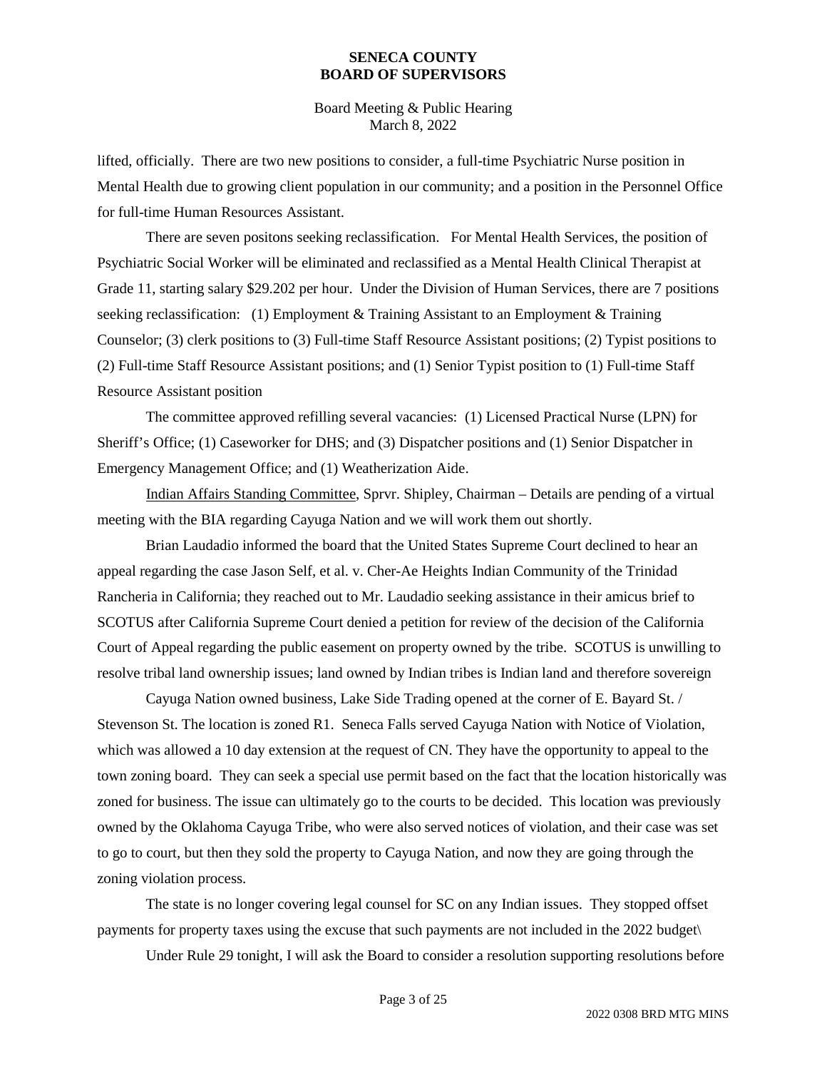lifted, officially. There are two new positions to consider, a full-time Psychiatric Nurse position in Mental Health due to growing client population in our community; and a position in the Personnel Office for full-time Human Resources Assistant.

There are seven positons seeking reclassification. For Mental Health Services, the position of Psychiatric Social Worker will be eliminated and reclassified as a Mental Health Clinical Therapist at Grade 11, starting salary $29.202 per hour. Under the Division of Human Services, there are 7 positions seeking reclassification: (1) Employment & Training Assistant to an Employment & Training Counselor; (3) clerk positions to (3) Full-time Staff Resource Assistant positions; (2) Typist positions to (2) Full-time Staff Resource Assistant positions; and (1) Senior Typist position to (1) Full-time Staff Resource Assistant position

The committee approved refilling several vacancies: (1) Licensed Practical Nurse (LPN) for Sheriff's Office; (1) Caseworker for DHS; and (3) Dispatcher positions and (1) Senior Dispatcher in Emergency Management Office; and (1) Weatherization Aide.

Indian Affairs Standing Committee, Sprvr. Shipley, Chairman – Details are pending of a virtual meeting with the BIA regarding Cayuga Nation and we will work them out shortly.

Brian Laudadio informed the board that the United States Supreme Court declined to hear an appeal regarding the case Jason Self, et al. v. Cher-Ae Heights Indian Community of the Trinidad Rancheria in California; they reached out to Mr. Laudadio seeking assistance in their amicus brief to SCOTUS after California Supreme Court denied a petition for review of the decision of the California Court of Appeal regarding the public easement on property owned by the tribe. SCOTUS is unwilling to resolve tribal land ownership issues; land owned by Indian tribes is Indian land and therefore sovereign

Cayuga Nation owned business, Lake Side Trading opened at the corner of E. Bayard St. / Stevenson St. The location is zoned R1. Seneca Falls served Cayuga Nation with Notice of Violation, which was allowed a 10 day extension at the request of CN. They have the opportunity to appeal to the town zoning board. They can seek a special use permit based on the fact that the location historically was zoned for business. The issue can ultimately go to the courts to be decided. This location was previously owned by the Oklahoma Cayuga Tribe, who were also served notices of violation, and their case was set to go to court, but then they sold the property to Cayuga Nation, and now they are going through the zoning violation process.

The state is no longer covering legal counsel for SC on any Indian issues. They stopped offset payments for property taxes using the excuse that such payments are not included in the 2022 budget\

Under Rule 29 tonight, I will ask the Board to consider a resolution supporting resolutions before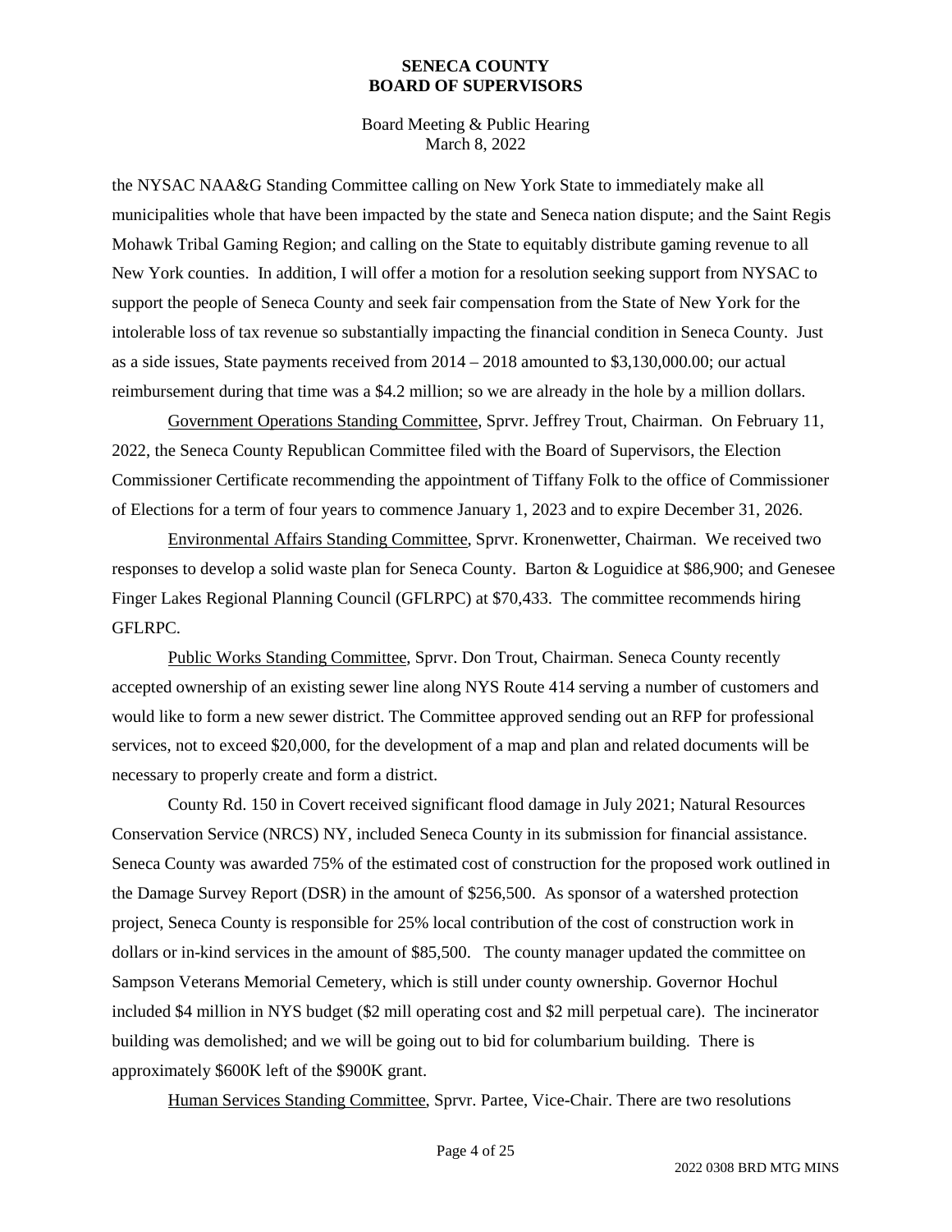the NYSAC NAA&G Standing Committee calling on New York State to immediately make all municipalities whole that have been impacted by the state and Seneca nation dispute; and the Saint Regis Mohawk Tribal Gaming Region; and calling on the State to equitably distribute gaming revenue to all New York counties. In addition, I will offer a motion for a resolution seeking support from NYSAC to support the people of Seneca County and seek fair compensation from the State of New York for the intolerable loss of tax revenue so substantially impacting the financial condition in Seneca County. Just as a side issues, State payments received from 2014 – 2018 amounted to $3,130,000.00; our actual reimbursement during that time was a $4.2 million; so we are already in the hole by a million dollars.

<u>Government Operations Standing Committee</u>, Sprvr. Jeffrey Trout, Chairman. On February 11, 2022, the Seneca County Republican Committee filed with the Board of Supervisors, the Election Commissioner Certificate recommending the appointment of Tiffany Folk to the office of Commissioner of Elections for a term of four years to commence January 1, 2023 and to expire December 31, 2026.

<u>Environmental Affairs Standing Committee</u>, Sprvr. Kronenwetter, Chairman. We received two responses to develop a solid waste plan for Seneca County. Barton & Loguidice at $86,900; and Genesee Finger Lakes Regional Planning Council (GFLRPC) at $70,433. The committee recommends hiring GFLRPC.

<u>Public Works Standing Committee</u>, Sprvr. Don Trout, Chairman. Seneca County recently accepted ownership of an existing sewer line along NYS Route 414 serving a number of customers and would like to form a new sewer district. The Committee approved sending out an RFP for professional services, not to exceed $20,000, for the development of a map and plan and related documents will be necessary to properly create and form a district.

County Rd. 150 in Covert received significant flood damage in July 2021; Natural Resources Conservation Service (NRCS) NY, included Seneca County in its submission for financial assistance. Seneca County was awarded 75% of the estimated cost of construction for the proposed work outlined in the Damage Survey Report (DSR) in the amount of $256,500. As sponsor of a watershed protection project, Seneca County is responsible for 25% local contribution of the cost of construction work in dollars or in-kind services in the amount of $85,500. The county manager updated the committee on Sampson Veterans Memorial Cemetery, which is still under county ownership. Governor Hochul included $4 million in NYS budget ($2 mill operating cost and $2 mill perpetual care). The incinerator building was demolished; and we will be going out to bid for columbarium building. There is approximately $600K left of the $900K grant.

<u>Human Services Standing Committee</u>, Sprvr. Partee, Vice-Chair. There are two resolutions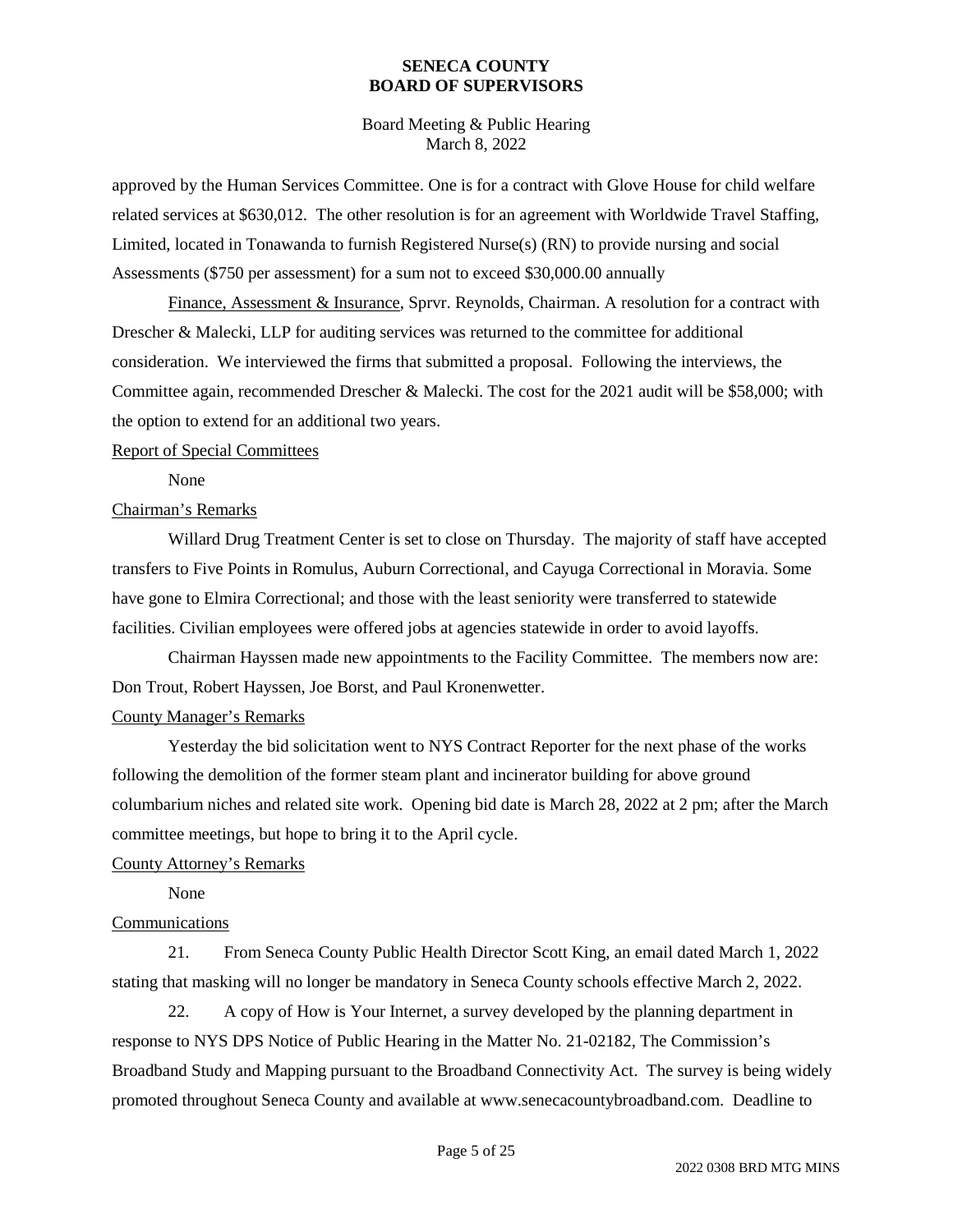approved by the Human Services Committee. One is for a contract with Glove House for child welfare related services at $630,012. The other resolution is for an agreement with Worldwide Travel Staffing, Limited, located in Tonawanda to furnish Registered Nurse(s) (RN) to provide nursing and social Assessments ($750 per assessment) for a sum not to exceed $30,000.00 annually

Finance, Assessment & Insurance, Sprvr. Reynolds, Chairman. A resolution for a contract with Drescher & Malecki, LLP for auditing services was returned to the committee for additional consideration. We interviewed the firms that submitted a proposal. Following the interviews, the Committee again, recommended Drescher & Malecki. The cost for the 2021 audit will be $58,000; with the option to extend for an additional two years.

Report of Special Committees

None

Chairman's Remarks

Willard Drug Treatment Center is set to close on Thursday. The majority of staff have accepted transfers to Five Points in Romulus, Auburn Correctional, and Cayuga Correctional in Moravia. Some have gone to Elmira Correctional; and those with the least seniority were transferred to statewide facilities. Civilian employees were offered jobs at agencies statewide in order to avoid layoffs.

Chairman Hayssen made new appointments to the Facility Committee. The members now are: Don Trout, Robert Hayssen, Joe Borst, and Paul Kronenwetter.

County Manager's Remarks

Yesterday the bid solicitation went to NYS Contract Reporter for the next phase of the works following the demolition of the former steam plant and incinerator building for above ground columbarium niches and related site work. Opening bid date is March 28, 2022 at 2 pm; after the March committee meetings, but hope to bring it to the April cycle.

County Attorney's Remarks

None

Communications

21. From Seneca County Public Health Director Scott King, an email dated March 1, 2022 stating that masking will no longer be mandatory in Seneca County schools effective March 2, 2022.

22. A copy of How is Your Internet, a survey developed by the planning department in response to NYS DPS Notice of Public Hearing in the Matter No. 21-02182, The Commission's Broadband Study and Mapping pursuant to the Broadband Connectivity Act. The survey is being widely promoted throughout Seneca County and available at www.senecacountybroadband.com. Deadline to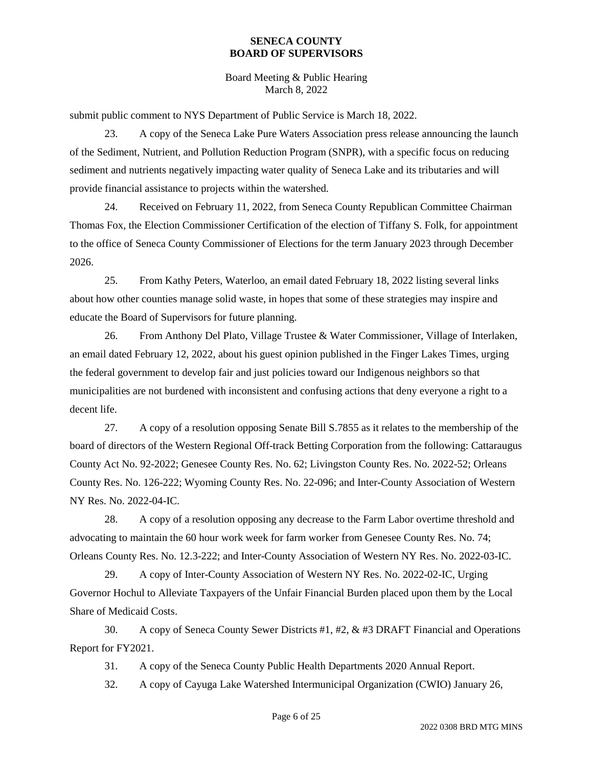submit public comment to NYS Department of Public Service is March 18, 2022.

23. A copy of the Seneca Lake Pure Waters Association press release announcing the launch of the Sediment, Nutrient, and Pollution Reduction Program (SNPR), with a specific focus on reducing sediment and nutrients negatively impacting water quality of Seneca Lake and its tributaries and will provide financial assistance to projects within the watershed.

24. Received on February 11, 2022, from Seneca County Republican Committee Chairman Thomas Fox, the Election Commissioner Certification of the election of Tiffany S. Folk, for appointment to the office of Seneca County Commissioner of Elections for the term January 2023 through December 2026.

25. From Kathy Peters, Waterloo, an email dated February 18, 2022 listing several links about how other counties manage solid waste, in hopes that some of these strategies may inspire and educate the Board of Supervisors for future planning.

26. From Anthony Del Plato, Village Trustee & Water Commissioner, Village of Interlaken, an email dated February 12, 2022, about his guest opinion published in the Finger Lakes Times, urging the federal government to develop fair and just policies toward our Indigenous neighbors so that municipalities are not burdened with inconsistent and confusing actions that deny everyone a right to a decent life.

27. A copy of a resolution opposing Senate Bill S.7855 as it relates to the membership of the board of directors of the Western Regional Off-track Betting Corporation from the following: Cattaraugus County Act No. 92-2022; Genesee County Res. No. 62; Livingston County Res. No. 2022-52; Orleans County Res. No. 126-222; Wyoming County Res. No. 22-096; and Inter-County Association of Western NY Res. No. 2022-04-IC.

28. A copy of a resolution opposing any decrease to the Farm Labor overtime threshold and advocating to maintain the 60 hour work week for farm worker from Genesee County Res. No. 74; Orleans County Res. No. 12.3-222; and Inter-County Association of Western NY Res. No. 2022-03-IC.

29. A copy of Inter-County Association of Western NY Res. No. 2022-02-IC, Urging Governor Hochul to Alleviate Taxpayers of the Unfair Financial Burden placed upon them by the Local Share of Medicaid Costs.

30. A copy of Seneca County Sewer Districts #1, #2, & #3 DRAFT Financial and Operations Report for FY2021.

31. A copy of the Seneca County Public Health Departments 2020 Annual Report.

32. A copy of Cayuga Lake Watershed Intermunicipal Organization (CWIO) January 26,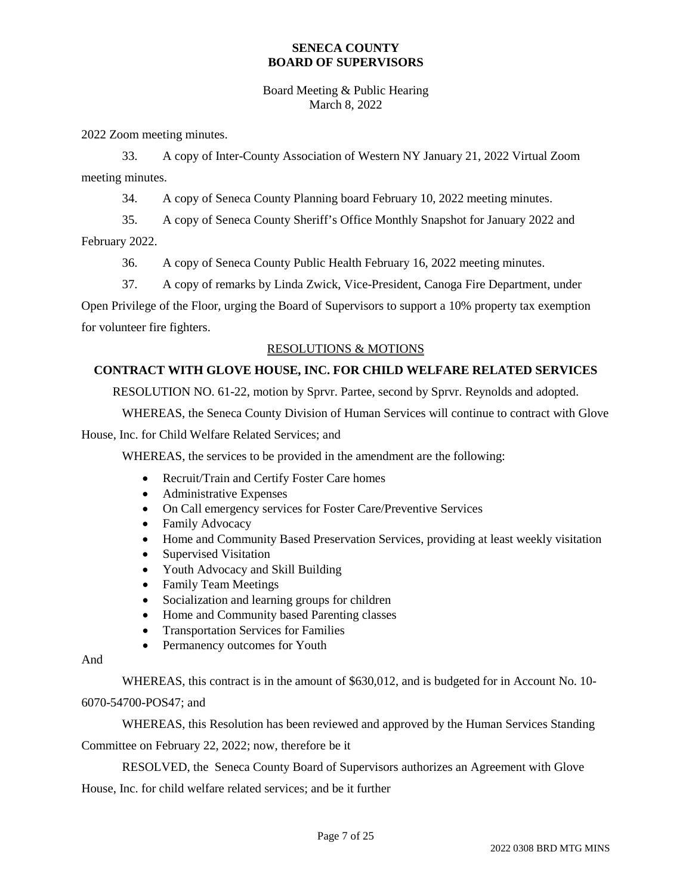2022 Zoom meeting minutes.

33. A copy of Inter-County Association of Western NY January 21, 2022 Virtual Zoom meeting minutes.

34. A copy of Seneca County Planning board February 10, 2022 meeting minutes.

35. A copy of Seneca County Sheriff's Office Monthly Snapshot for January 2022 and February 2022.

36. A copy of Seneca County Public Health February 16, 2022 meeting minutes.

37. A copy of remarks by Linda Zwick, Vice-President, Canoga Fire Department, under Open Privilege of the Floor, urging the Board of Supervisors to support a 10% property tax exemption for volunteer fire fighters.

## RESOLUTIONS & MOTIONS

### CONTRACT WITH GLOVE HOUSE, INC. FOR CHILD WELFARE RELATED SERVICES

RESOLUTION NO. 61-22, motion by Sprvr. Partee, second by Sprvr. Reynolds and adopted.

WHEREAS, the Seneca County Division of Human Services will continue to contract with Glove House, Inc. for Child Welfare Related Services; and

WHEREAS, the services to be provided in the amendment are the following:

- Recruit/Train and Certify Foster Care homes
- Administrative Expenses
- On Call emergency services for Foster Care/Preventive Services
- Family Advocacy
- Home and Community Based Preservation Services, providing at least weekly visitation
- Supervised Visitation
- Youth Advocacy and Skill Building
- Family Team Meetings
- Socialization and learning groups for children
- Home and Community based Parenting classes
- Transportation Services for Families
- Permanency outcomes for Youth

And

WHEREAS, this contract is in the amount of $630,012, and is budgeted for in Account No. 10-6070-54700-POS47; and

WHEREAS, this Resolution has been reviewed and approved by the Human Services Standing Committee on February 22, 2022; now, therefore be it

RESOLVED, the Seneca County Board of Supervisors authorizes an Agreement with Glove House, Inc. for child welfare related services; and be it further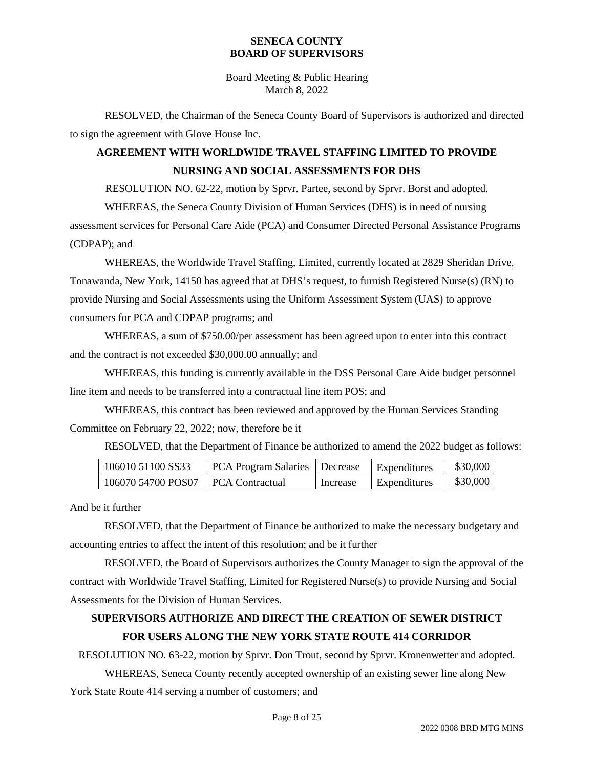RESOLVED, the Chairman of the Seneca County Board of Supervisors is authorized and directed to sign the agreement with Glove House Inc.

## AGREEMENT WITH WORLDWIDE TRAVEL STAFFING LIMITED TO PROVIDE NURSING AND SOCIAL ASSESSMENTS FOR DHS

RESOLUTION NO. 62-22, motion by Sprvr. Partee, second by Sprvr. Borst and adopted.

WHEREAS, the Seneca County Division of Human Services (DHS) is in need of nursing assessment services for Personal Care Aide (PCA) and Consumer Directed Personal Assistance Programs (CDPAP); and

WHEREAS, the Worldwide Travel Staffing, Limited, currently located at 2829 Sheridan Drive, Tonawanda, New York, 14150 has agreed that at DHS's request, to furnish Registered Nurse(s) (RN) to provide Nursing and Social Assessments using the Uniform Assessment System (UAS) to approve consumers for PCA and CDPAP programs; and

WHEREAS, a sum of $750.00/per assessment has been agreed upon to enter into this contract and the contract is not exceeded $30,000.00 annually; and

WHEREAS, this funding is currently available in the DSS Personal Care Aide budget personnel line item and needs to be transferred into a contractual line item POS; and

WHEREAS, this contract has been reviewed and approved by the Human Services Standing Committee on February 22, 2022; now, therefore be it

RESOLVED, that the Department of Finance be authorized to amend the 2022 budget as follows:

| | | | | |
|---|---|---|---|---|
| 106010 51100 SS33 | PCA Program Salaries | Decrease | Expenditures | $30,000 |
| 106070 54700 POS07 | PCA Contractual | Increase | Expenditures | $30,000 |

And be it further

RESOLVED, that the Department of Finance be authorized to make the necessary budgetary and accounting entries to affect the intent of this resolution; and be it further

RESOLVED, the Board of Supervisors authorizes the County Manager to sign the approval of the contract with Worldwide Travel Staffing, Limited for Registered Nurse(s) to provide Nursing and Social Assessments for the Division of Human Services.

## SUPERVISORS AUTHORIZE AND DIRECT THE CREATION OF SEWER DISTRICT FOR USERS ALONG THE NEW YORK STATE ROUTE 414 CORRIDOR

RESOLUTION NO. 63-22, motion by Sprvr. Don Trout, second by Sprvr. Kronenwetter and adopted.

WHEREAS, Seneca County recently accepted ownership of an existing sewer line along New York State Route 414 serving a number of customers; and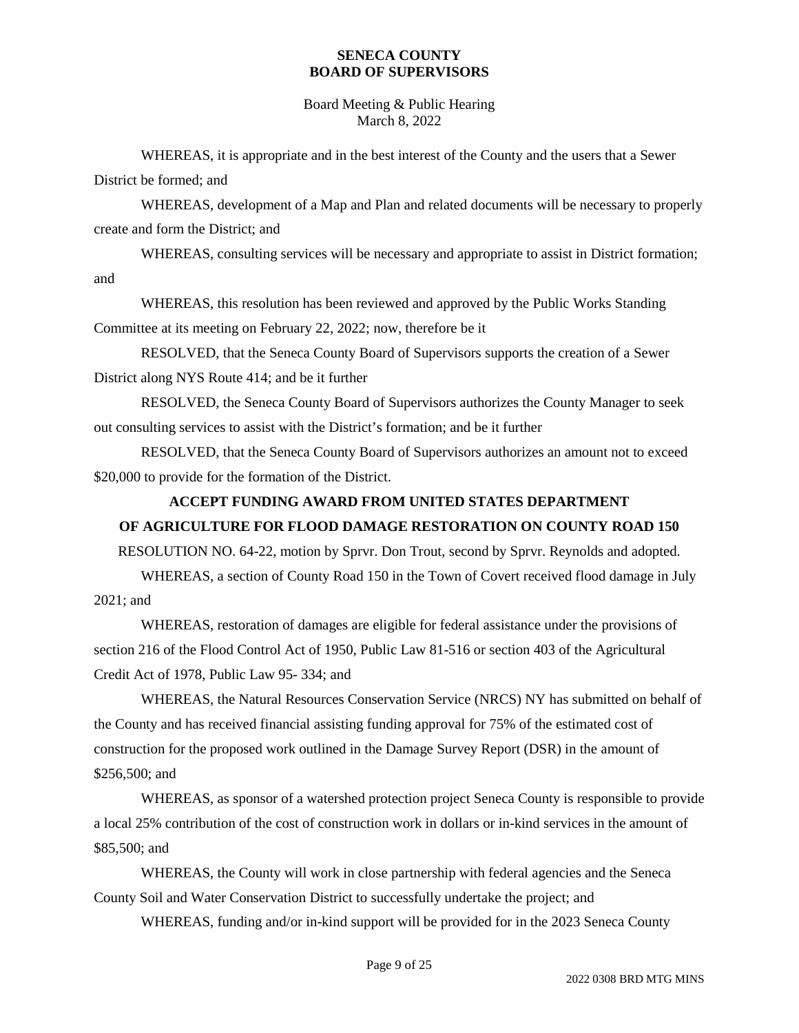WHEREAS, it is appropriate and in the best interest of the County and the users that a Sewer District be formed; and

WHEREAS, development of a Map and Plan and related documents will be necessary to properly create and form the District; and

WHEREAS, consulting services will be necessary and appropriate to assist in District formation; and

WHEREAS, this resolution has been reviewed and approved by the Public Works Standing Committee at its meeting on February 22, 2022; now, therefore be it

RESOLVED, that the Seneca County Board of Supervisors supports the creation of a Sewer District along NYS Route 414; and be it further

RESOLVED, the Seneca County Board of Supervisors authorizes the County Manager to seek out consulting services to assist with the District's formation; and be it further

RESOLVED, that the Seneca County Board of Supervisors authorizes an amount not to exceed $20,000 to provide for the formation of the District.

## ACCEPT FUNDING AWARD FROM UNITED STATES DEPARTMENT OF AGRICULTURE FOR FLOOD DAMAGE RESTORATION ON COUNTY ROAD 150

RESOLUTION NO. 64-22, motion by Sprvr. Don Trout, second by Sprvr. Reynolds and adopted.

WHEREAS, a section of County Road 150 in the Town of Covert received flood damage in July 2021; and

WHEREAS, restoration of damages are eligible for federal assistance under the provisions of section 216 of the Flood Control Act of 1950, Public Law 81-516 or section 403 of the Agricultural Credit Act of 1978, Public Law 95- 334; and

WHEREAS, the Natural Resources Conservation Service (NRCS) NY has submitted on behalf of the County and has received financial assisting funding approval for 75% of the estimated cost of construction for the proposed work outlined in the Damage Survey Report (DSR) in the amount of $256,500; and

WHEREAS, as sponsor of a watershed protection project Seneca County is responsible to provide a local 25% contribution of the cost of construction work in dollars or in-kind services in the amount of $85,500; and

WHEREAS, the County will work in close partnership with federal agencies and the Seneca County Soil and Water Conservation District to successfully undertake the project; and

WHEREAS, funding and/or in-kind support will be provided for in the 2023 Seneca County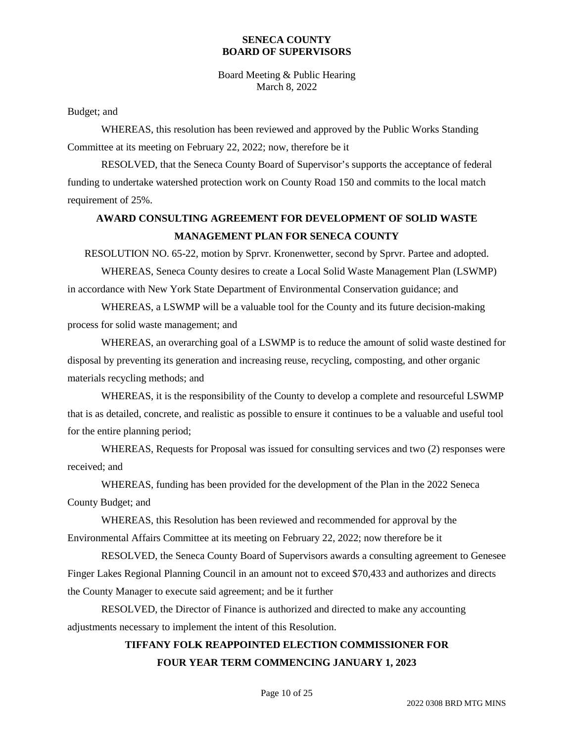Budget; and

WHEREAS, this resolution has been reviewed and approved by the Public Works Standing Committee at its meeting on February 22, 2022; now, therefore be it

RESOLVED, that the Seneca County Board of Supervisor's supports the acceptance of federal funding to undertake watershed protection work on County Road 150 and commits to the local match requirement of 25%.

## AWARD CONSULTING AGREEMENT FOR DEVELOPMENT OF SOLID WASTE MANAGEMENT PLAN FOR SENECA COUNTY

RESOLUTION NO. 65-22, motion by Sprvr. Kronenwetter, second by Sprvr. Partee and adopted.

WHEREAS, Seneca County desires to create a Local Solid Waste Management Plan (LSWMP) in accordance with New York State Department of Environmental Conservation guidance; and

WHEREAS, a LSWMP will be a valuable tool for the County and its future decision-making process for solid waste management; and

WHEREAS, an overarching goal of a LSWMP is to reduce the amount of solid waste destined for disposal by preventing its generation and increasing reuse, recycling, composting, and other organic materials recycling methods; and

WHEREAS, it is the responsibility of the County to develop a complete and resourceful LSWMP that is as detailed, concrete, and realistic as possible to ensure it continues to be a valuable and useful tool for the entire planning period;

WHEREAS, Requests for Proposal was issued for consulting services and two (2) responses were received; and

WHEREAS, funding has been provided for the development of the Plan in the 2022 Seneca County Budget; and

WHEREAS, this Resolution has been reviewed and recommended for approval by the Environmental Affairs Committee at its meeting on February 22, 2022; now therefore be it

RESOLVED, the Seneca County Board of Supervisors awards a consulting agreement to Genesee Finger Lakes Regional Planning Council in an amount not to exceed $70,433 and authorizes and directs the County Manager to execute said agreement; and be it further

RESOLVED, the Director of Finance is authorized and directed to make any accounting adjustments necessary to implement the intent of this Resolution.

## TIFFANY FOLK REAPPOINTED ELECTION COMMISSIONER FOR FOUR YEAR TERM COMMENCING JANUARY 1, 2023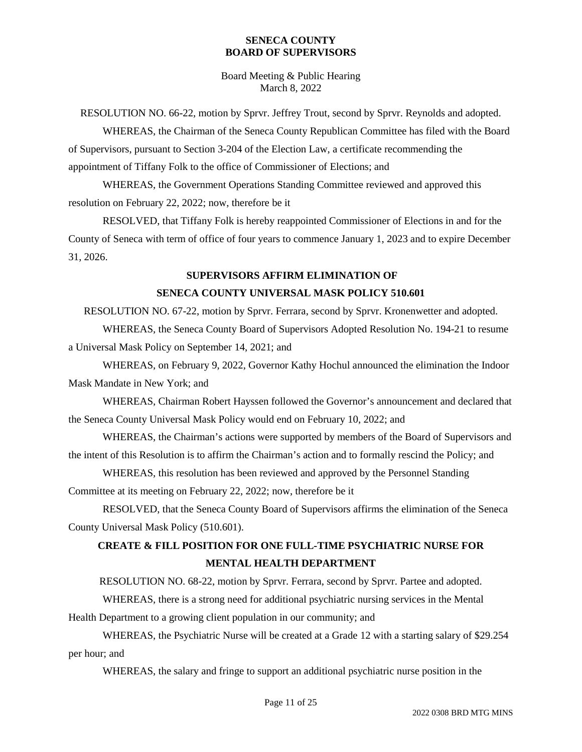RESOLUTION NO. 66-22, motion by Sprvr. Jeffrey Trout, second by Sprvr. Reynolds and adopted.

WHEREAS, the Chairman of the Seneca County Republican Committee has filed with the Board of Supervisors, pursuant to Section 3-204 of the Election Law, a certificate recommending the appointment of Tiffany Folk to the office of Commissioner of Elections; and

WHEREAS, the Government Operations Standing Committee reviewed and approved this resolution on February 22, 2022; now, therefore be it

RESOLVED, that Tiffany Folk is hereby reappointed Commissioner of Elections in and for the County of Seneca with term of office of four years to commence January 1, 2023 and to expire December 31, 2026.

## SUPERVISORS AFFIRM ELIMINATION OF SENECA COUNTY UNIVERSAL MASK POLICY 510.601

RESOLUTION NO. 67-22, motion by Sprvr. Ferrara, second by Sprvr. Kronenwetter and adopted.

WHEREAS, the Seneca County Board of Supervisors Adopted Resolution No. 194-21 to resume a Universal Mask Policy on September 14, 2021; and

WHEREAS, on February 9, 2022, Governor Kathy Hochul announced the elimination the Indoor Mask Mandate in New York; and

WHEREAS, Chairman Robert Hayssen followed the Governor's announcement and declared that the Seneca County Universal Mask Policy would end on February 10, 2022; and

WHEREAS, the Chairman's actions were supported by members of the Board of Supervisors and the intent of this Resolution is to affirm the Chairman's action and to formally rescind the Policy; and

WHEREAS, this resolution has been reviewed and approved by the Personnel Standing Committee at its meeting on February 22, 2022; now, therefore be it

RESOLVED, that the Seneca County Board of Supervisors affirms the elimination of the Seneca County Universal Mask Policy (510.601).

## CREATE & FILL POSITION FOR ONE FULL-TIME PSYCHIATRIC NURSE FOR MENTAL HEALTH DEPARTMENT

RESOLUTION NO. 68-22, motion by Sprvr. Ferrara, second by Sprvr. Partee and adopted.

WHEREAS, there is a strong need for additional psychiatric nursing services in the Mental Health Department to a growing client population in our community; and

WHEREAS, the Psychiatric Nurse will be created at a Grade 12 with a starting salary of $29.254 per hour; and

WHEREAS, the salary and fringe to support an additional psychiatric nurse position in the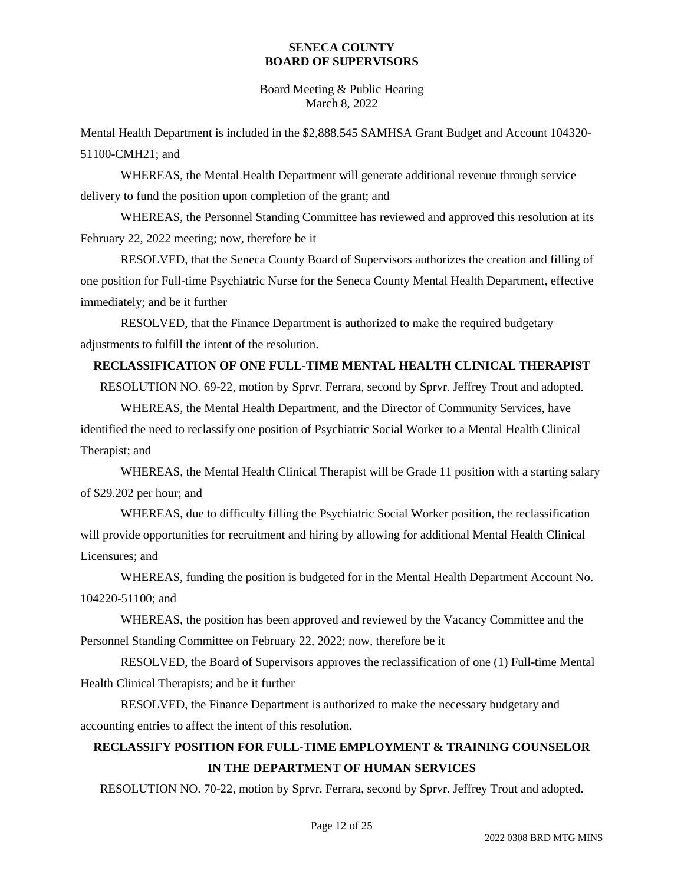Mental Health Department is included in the $2,888,545 SAMHSA Grant Budget and Account 104320-51100-CMH21; and

WHEREAS, the Mental Health Department will generate additional revenue through service delivery to fund the position upon completion of the grant; and

WHEREAS, the Personnel Standing Committee has reviewed and approved this resolution at its February 22, 2022 meeting; now, therefore be it

RESOLVED, that the Seneca County Board of Supervisors authorizes the creation and filling of one position for Full-time Psychiatric Nurse for the Seneca County Mental Health Department, effective immediately; and be it further

RESOLVED, that the Finance Department is authorized to make the required budgetary adjustments to fulfill the intent of the resolution.

**RECLASSIFICATION OF ONE FULL-TIME MENTAL HEALTH CLINICAL THERAPIST**

RESOLUTION NO. 69-22, motion by Sprvr. Ferrara, second by Sprvr. Jeffrey Trout and adopted.

WHEREAS, the Mental Health Department, and the Director of Community Services, have identified the need to reclassify one position of Psychiatric Social Worker to a Mental Health Clinical Therapist; and

WHEREAS, the Mental Health Clinical Therapist will be Grade 11 position with a starting salary of $29.202 per hour; and

WHEREAS, due to difficulty filling the Psychiatric Social Worker position, the reclassification will provide opportunities for recruitment and hiring by allowing for additional Mental Health Clinical Licensures; and

WHEREAS, funding the position is budgeted for in the Mental Health Department Account No. 104220-51100; and

WHEREAS, the position has been approved and reviewed by the Vacancy Committee and the Personnel Standing Committee on February 22, 2022; now, therefore be it

RESOLVED, the Board of Supervisors approves the reclassification of one (1) Full-time Mental Health Clinical Therapists; and be it further

RESOLVED, the Finance Department is authorized to make the necessary budgetary and accounting entries to affect the intent of this resolution.

**RECLASSIFY POSITION FOR FULL-TIME EMPLOYMENT & TRAINING COUNSELOR IN THE DEPARTMENT OF HUMAN SERVICES**

RESOLUTION NO. 70-22, motion by Sprvr. Ferrara, second by Sprvr. Jeffrey Trout and adopted.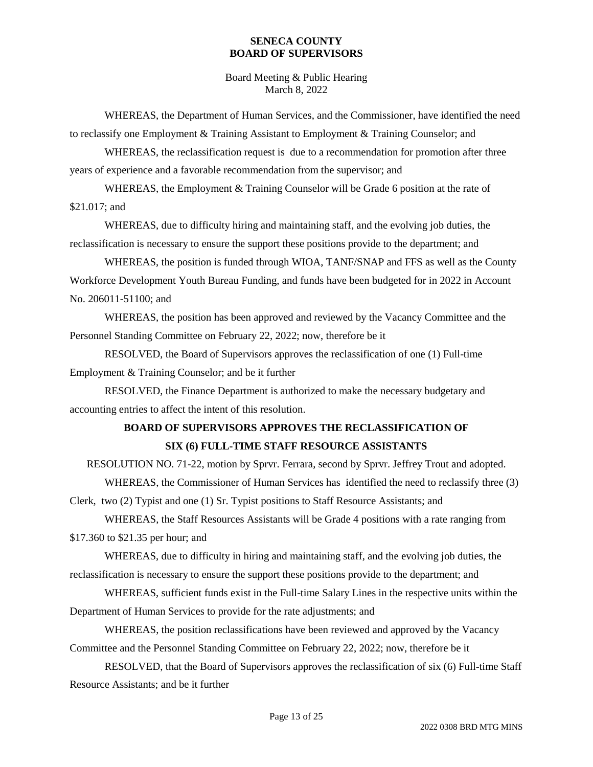WHEREAS, the Department of Human Services, and the Commissioner, have identified the need to reclassify one Employment & Training Assistant to Employment & Training Counselor; and

WHEREAS, the reclassification request is due to a recommendation for promotion after three years of experience and a favorable recommendation from the supervisor; and

WHEREAS, the Employment & Training Counselor will be Grade 6 position at the rate of \$21.017; and

WHEREAS, due to difficulty hiring and maintaining staff, and the evolving job duties, the reclassification is necessary to ensure the support these positions provide to the department; and

WHEREAS, the position is funded through WIOA, TANF/SNAP and FFS as well as the County Workforce Development Youth Bureau Funding, and funds have been budgeted for in 2022 in Account No. 206011-51100; and

WHEREAS, the position has been approved and reviewed by the Vacancy Committee and the Personnel Standing Committee on February 22, 2022; now, therefore be it

RESOLVED, the Board of Supervisors approves the reclassification of one (1) Full-time Employment & Training Counselor; and be it further

RESOLVED, the Finance Department is authorized to make the necessary budgetary and accounting entries to affect the intent of this resolution.

## BOARD OF SUPERVISORS APPROVES THE RECLASSIFICATION OF SIX (6) FULL-TIME STAFF RESOURCE ASSISTANTS

RESOLUTION NO. 71-22, motion by Sprvr. Ferrara, second by Sprvr. Jeffrey Trout and adopted.

WHEREAS, the Commissioner of Human Services has identified the need to reclassify three (3) Clerk, two (2) Typist and one (1) Sr. Typist positions to Staff Resource Assistants; and

WHEREAS, the Staff Resources Assistants will be Grade 4 positions with a rate ranging from \$17.360 to \$21.35 per hour; and

WHEREAS, due to difficulty in hiring and maintaining staff, and the evolving job duties, the reclassification is necessary to ensure the support these positions provide to the department; and

WHEREAS, sufficient funds exist in the Full-time Salary Lines in the respective units within the Department of Human Services to provide for the rate adjustments; and

WHEREAS, the position reclassifications have been reviewed and approved by the Vacancy Committee and the Personnel Standing Committee on February 22, 2022; now, therefore be it

RESOLVED, that the Board of Supervisors approves the reclassification of six (6) Full-time Staff Resource Assistants; and be it further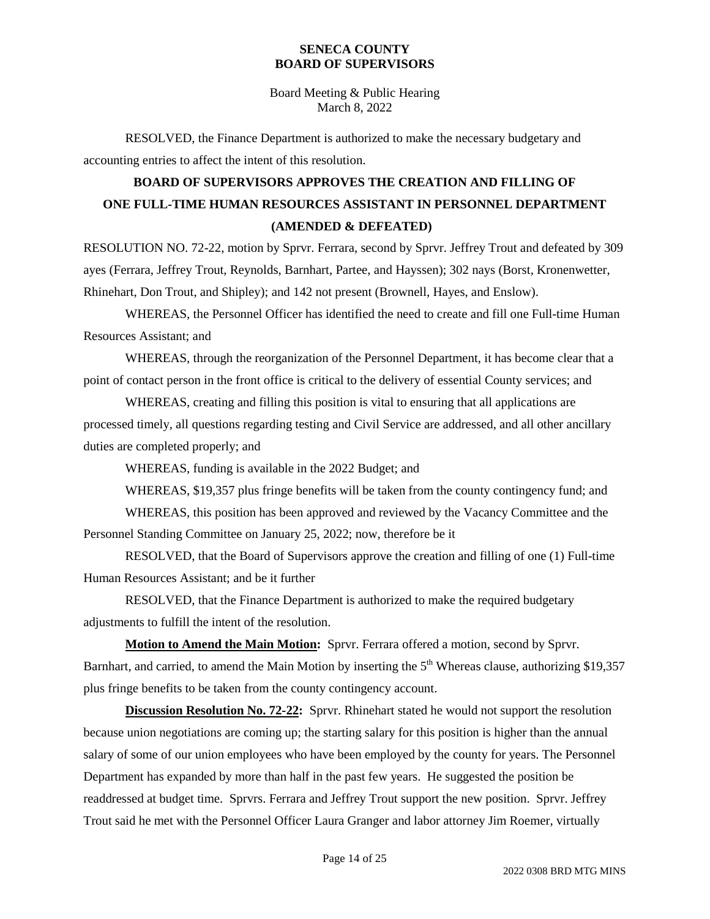RESOLVED, the Finance Department is authorized to make the necessary budgetary and accounting entries to affect the intent of this resolution.

## BOARD OF SUPERVISORS APPROVES THE CREATION AND FILLING OF ONE FULL-TIME HUMAN RESOURCES ASSISTANT IN PERSONNEL DEPARTMENT (AMENDED & DEFEATED)

RESOLUTION NO. 72-22, motion by Sprvr. Ferrara, second by Sprvr. Jeffrey Trout and defeated by 309 ayes (Ferrara, Jeffrey Trout, Reynolds, Barnhart, Partee, and Hayssen); 302 nays (Borst, Kronenwetter, Rhinehart, Don Trout, and Shipley); and 142 not present (Brownell, Hayes, and Enslow).

WHEREAS, the Personnel Officer has identified the need to create and fill one Full-time Human Resources Assistant; and

WHEREAS, through the reorganization of the Personnel Department, it has become clear that a point of contact person in the front office is critical to the delivery of essential County services; and

WHEREAS, creating and filling this position is vital to ensuring that all applications are processed timely, all questions regarding testing and Civil Service are addressed, and all other ancillary duties are completed properly; and

WHEREAS, funding is available in the 2022 Budget; and

WHEREAS, \$19,357 plus fringe benefits will be taken from the county contingency fund; and

WHEREAS, this position has been approved and reviewed by the Vacancy Committee and the Personnel Standing Committee on January 25, 2022; now, therefore be it

RESOLVED, that the Board of Supervisors approve the creation and filling of one (1) Full-time Human Resources Assistant; and be it further

RESOLVED, that the Finance Department is authorized to make the required budgetary adjustments to fulfill the intent of the resolution.

**Motion to Amend the Main Motion:** Sprvr. Ferrara offered a motion, second by Sprvr. Barnhart, and carried, to amend the Main Motion by inserting the 5th Whereas clause, authorizing \$19,357 plus fringe benefits to be taken from the county contingency account.

**Discussion Resolution No. 72-22:** Sprvr. Rhinehart stated he would not support the resolution because union negotiations are coming up; the starting salary for this position is higher than the annual salary of some of our union employees who have been employed by the county for years. The Personnel Department has expanded by more than half in the past few years. He suggested the position be readdressed at budget time. Sprvrs. Ferrara and Jeffrey Trout support the new position. Sprvr. Jeffrey Trout said he met with the Personnel Officer Laura Granger and labor attorney Jim Roemer, virtually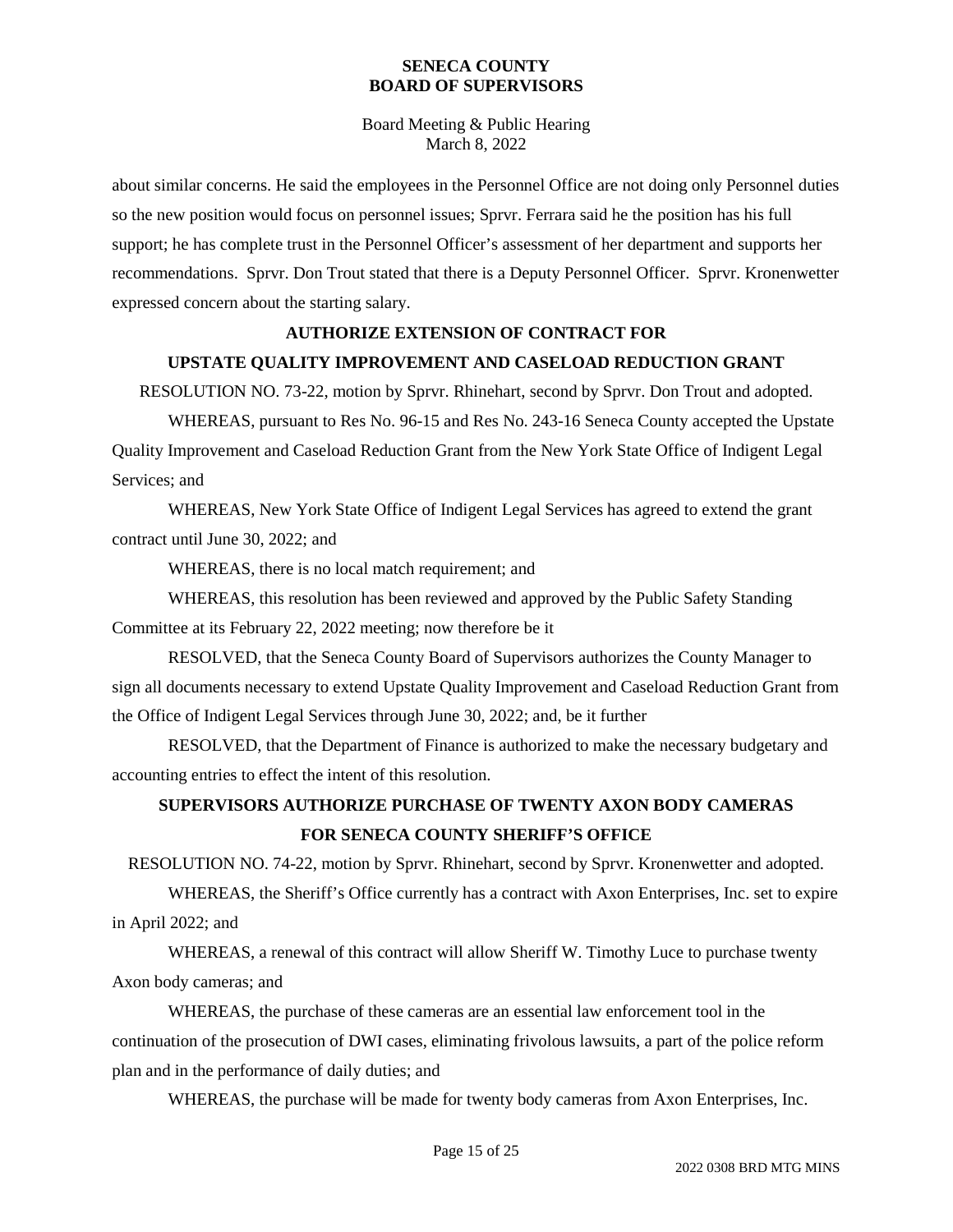about similar concerns. He said the employees in the Personnel Office are not doing only Personnel duties so the new position would focus on personnel issues; Sprvr. Ferrara said he the position has his full support; he has complete trust in the Personnel Officer's assessment of her department and supports her recommendations. Sprvr. Don Trout stated that there is a Deputy Personnel Officer. Sprvr. Kronenwetter expressed concern about the starting salary.

**AUTHORIZE EXTENSION OF CONTRACT FOR UPSTATE QUALITY IMPROVEMENT AND CASELOAD REDUCTION GRANT**

RESOLUTION NO. 73-22, motion by Sprvr. Rhinehart, second by Sprvr. Don Trout and adopted.

WHEREAS, pursuant to Res No. 96-15 and Res No. 243-16 Seneca County accepted the Upstate Quality Improvement and Caseload Reduction Grant from the New York State Office of Indigent Legal Services; and

WHEREAS, New York State Office of Indigent Legal Services has agreed to extend the grant contract until June 30, 2022; and

WHEREAS, there is no local match requirement; and

WHEREAS, this resolution has been reviewed and approved by the Public Safety Standing Committee at its February 22, 2022 meeting; now therefore be it

RESOLVED, that the Seneca County Board of Supervisors authorizes the County Manager to sign all documents necessary to extend Upstate Quality Improvement and Caseload Reduction Grant from the Office of Indigent Legal Services through June 30, 2022; and, be it further

RESOLVED, that the Department of Finance is authorized to make the necessary budgetary and accounting entries to effect the intent of this resolution.

**SUPERVISORS AUTHORIZE PURCHASE OF TWENTY AXON BODY CAMERAS FOR SENECA COUNTY SHERIFF'S OFFICE**

RESOLUTION NO. 74-22, motion by Sprvr. Rhinehart, second by Sprvr. Kronenwetter and adopted.

WHEREAS, the Sheriff's Office currently has a contract with Axon Enterprises, Inc. set to expire in April 2022; and

WHEREAS, a renewal of this contract will allow Sheriff W. Timothy Luce to purchase twenty Axon body cameras; and

WHEREAS, the purchase of these cameras are an essential law enforcement tool in the continuation of the prosecution of DWI cases, eliminating frivolous lawsuits, a part of the police reform plan and in the performance of daily duties; and

WHEREAS, the purchase will be made for twenty body cameras from Axon Enterprises, Inc.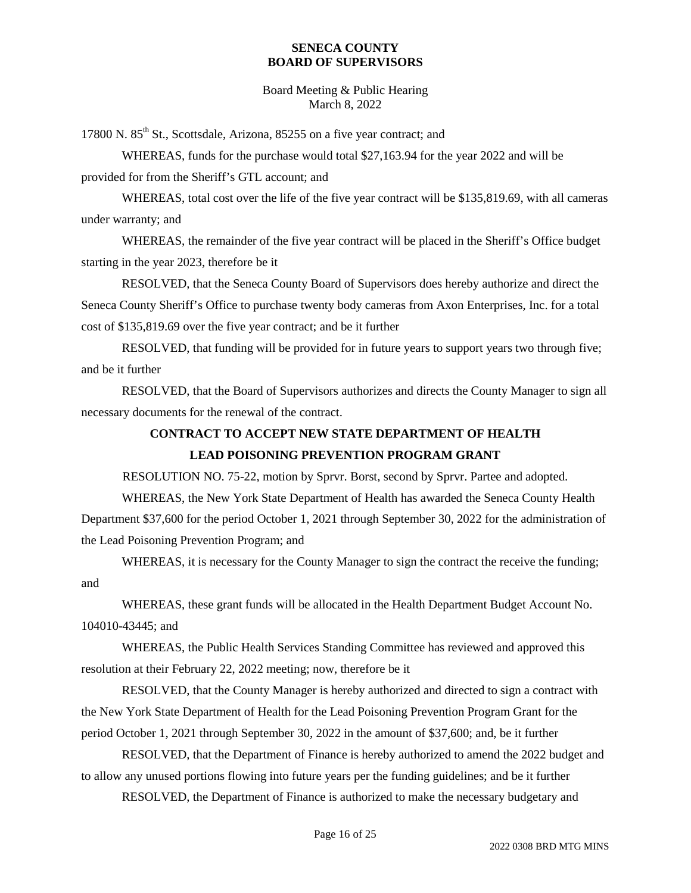17800 N. 85th St., Scottsdale, Arizona, 85255 on a five year contract; and

WHEREAS, funds for the purchase would total $27,163.94 for the year 2022 and will be provided for from the Sheriff's GTL account; and

WHEREAS, total cost over the life of the five year contract will be $135,819.69, with all cameras under warranty; and

WHEREAS, the remainder of the five year contract will be placed in the Sheriff's Office budget starting in the year 2023, therefore be it

RESOLVED, that the Seneca County Board of Supervisors does hereby authorize and direct the Seneca County Sheriff's Office to purchase twenty body cameras from Axon Enterprises, Inc. for a total cost of $135,819.69 over the five year contract; and be it further

RESOLVED, that funding will be provided for in future years to support years two through five; and be it further

RESOLVED, that the Board of Supervisors authorizes and directs the County Manager to sign all necessary documents for the renewal of the contract.

## CONTRACT TO ACCEPT NEW STATE DEPARTMENT OF HEALTH LEAD POISONING PREVENTION PROGRAM GRANT

RESOLUTION NO. 75-22, motion by Sprvr. Borst, second by Sprvr. Partee and adopted.

WHEREAS, the New York State Department of Health has awarded the Seneca County Health Department $37,600 for the period October 1, 2021 through September 30, 2022 for the administration of the Lead Poisoning Prevention Program; and

WHEREAS, it is necessary for the County Manager to sign the contract the receive the funding; and

WHEREAS, these grant funds will be allocated in the Health Department Budget Account No. 104010-43445; and

WHEREAS, the Public Health Services Standing Committee has reviewed and approved this resolution at their February 22, 2022 meeting; now, therefore be it

RESOLVED, that the County Manager is hereby authorized and directed to sign a contract with the New York State Department of Health for the Lead Poisoning Prevention Program Grant for the period October 1, 2021 through September 30, 2022 in the amount of $37,600; and, be it further

RESOLVED, that the Department of Finance is hereby authorized to amend the 2022 budget and to allow any unused portions flowing into future years per the funding guidelines; and be it further

RESOLVED, the Department of Finance is authorized to make the necessary budgetary and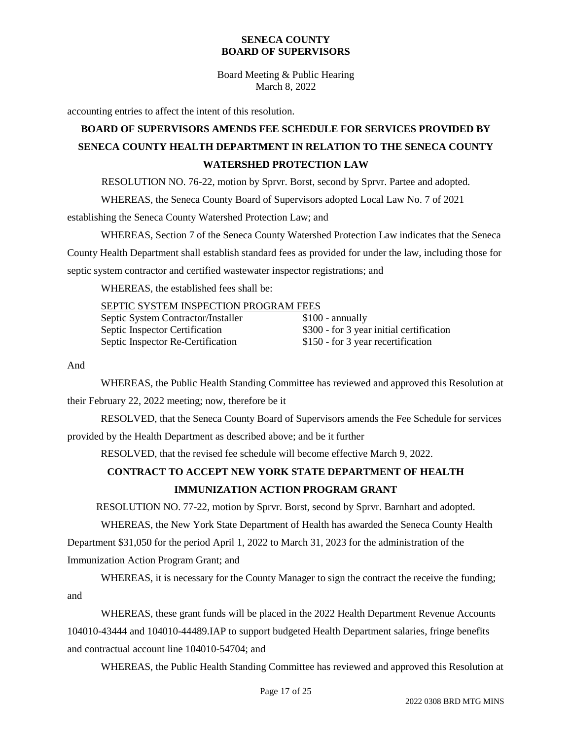accounting entries to affect the intent of this resolution.

## BOARD OF SUPERVISORS AMENDS FEE SCHEDULE FOR SERVICES PROVIDED BY SENECA COUNTY HEALTH DEPARTMENT IN RELATION TO THE SENECA COUNTY WATERSHED PROTECTION LAW

RESOLUTION NO. 76-22, motion by Sprvr. Borst, second by Sprvr. Partee and adopted.

WHEREAS, the Seneca County Board of Supervisors adopted Local Law No. 7 of 2021 establishing the Seneca County Watershed Protection Law; and

WHEREAS, Section 7 of the Seneca County Watershed Protection Law indicates that the Seneca County Health Department shall establish standard fees as provided for under the law, including those for septic system contractor and certified wastewater inspector registrations; and

WHEREAS, the established fees shall be:

| SEPTIC SYSTEM INSPECTION PROGRAM FEES | |
|---|---|
| Septic System Contractor/Installer | \$100 - annually |
| Septic Inspector Certification | \$300 - for 3 year initial certification |
| Septic Inspector Re-Certification | \$150 - for 3 year recertification |

And

WHEREAS, the Public Health Standing Committee has reviewed and approved this Resolution at their February 22, 2022 meeting; now, therefore be it

RESOLVED, that the Seneca County Board of Supervisors amends the Fee Schedule for services provided by the Health Department as described above; and be it further

RESOLVED, that the revised fee schedule will become effective March 9, 2022.

## CONTRACT TO ACCEPT NEW YORK STATE DEPARTMENT OF HEALTH IMMUNIZATION ACTION PROGRAM GRANT

RESOLUTION NO. 77-22, motion by Sprvr. Borst, second by Sprvr. Barnhart and adopted.

WHEREAS, the New York State Department of Health has awarded the Seneca County Health Department \$31,050 for the period April 1, 2022 to March 31, 2023 for the administration of the Immunization Action Program Grant; and

WHEREAS, it is necessary for the County Manager to sign the contract the receive the funding; and

WHEREAS, these grant funds will be placed in the 2022 Health Department Revenue Accounts 104010-43444 and 104010-44489.IAP to support budgeted Health Department salaries, fringe benefits and contractual account line 104010-54704; and

WHEREAS, the Public Health Standing Committee has reviewed and approved this Resolution at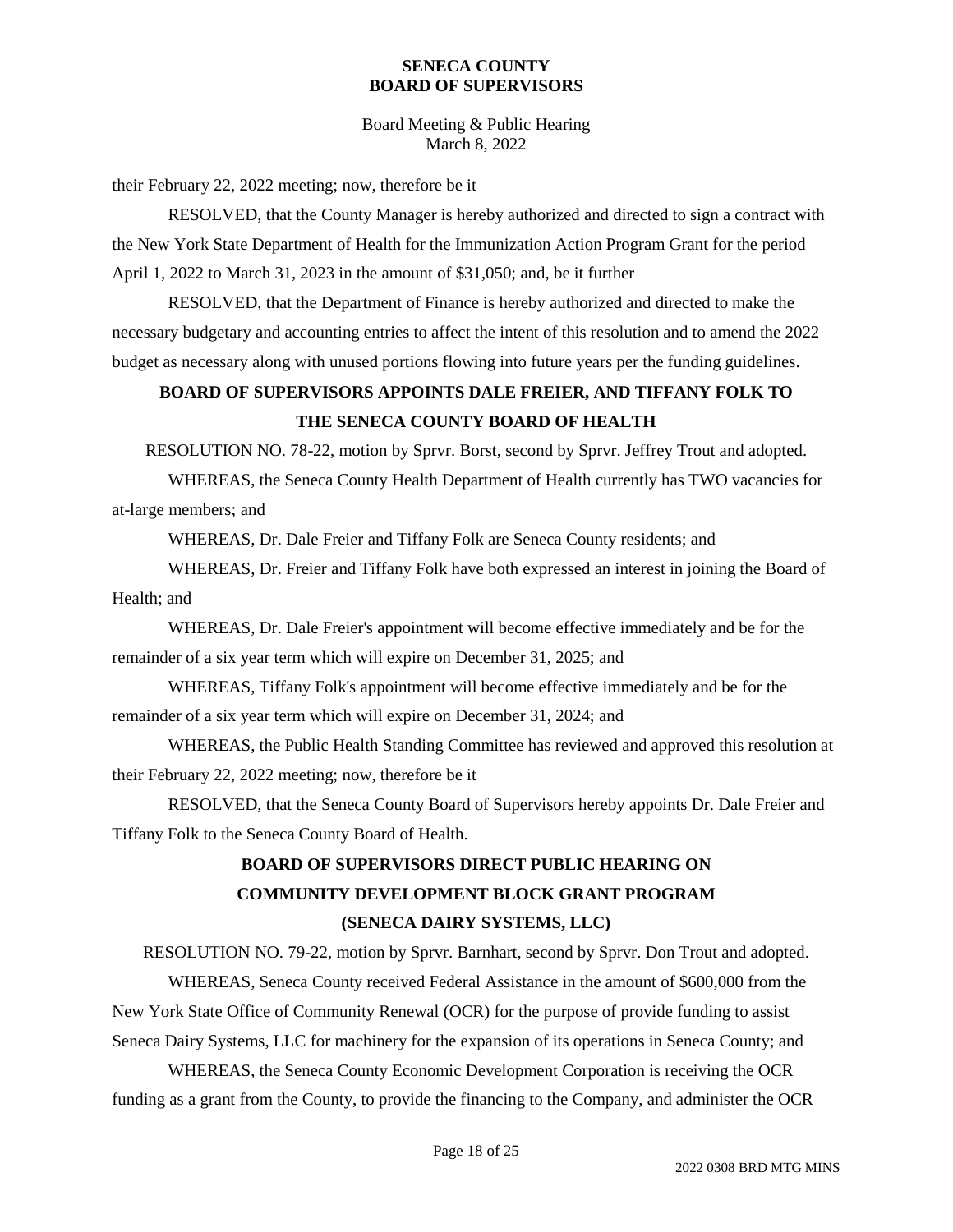their February 22, 2022 meeting; now, therefore be it

RESOLVED, that the County Manager is hereby authorized and directed to sign a contract with the New York State Department of Health for the Immunization Action Program Grant for the period April 1, 2022 to March 31, 2023 in the amount of $31,050; and, be it further

RESOLVED, that the Department of Finance is hereby authorized and directed to make the necessary budgetary and accounting entries to affect the intent of this resolution and to amend the 2022 budget as necessary along with unused portions flowing into future years per the funding guidelines.

## BOARD OF SUPERVISORS APPOINTS DALE FREIER, AND TIFFANY FOLK TO THE SENECA COUNTY BOARD OF HEALTH

RESOLUTION NO. 78-22, motion by Sprvr. Borst, second by Sprvr. Jeffrey Trout and adopted.

WHEREAS, the Seneca County Health Department of Health currently has TWO vacancies for at-large members; and

WHEREAS, Dr. Dale Freier and Tiffany Folk are Seneca County residents; and

WHEREAS, Dr. Freier and Tiffany Folk have both expressed an interest in joining the Board of Health; and

WHEREAS, Dr. Dale Freier's appointment will become effective immediately and be for the remainder of a six year term which will expire on December 31, 2025; and

WHEREAS, Tiffany Folk's appointment will become effective immediately and be for the remainder of a six year term which will expire on December 31, 2024; and

WHEREAS, the Public Health Standing Committee has reviewed and approved this resolution at their February 22, 2022 meeting; now, therefore be it

RESOLVED, that the Seneca County Board of Supervisors hereby appoints Dr. Dale Freier and Tiffany Folk to the Seneca County Board of Health.

## BOARD OF SUPERVISORS DIRECT PUBLIC HEARING ON COMMUNITY DEVELOPMENT BLOCK GRANT PROGRAM (SENECA DAIRY SYSTEMS, LLC)

RESOLUTION NO. 79-22, motion by Sprvr. Barnhart, second by Sprvr. Don Trout and adopted.

WHEREAS, Seneca County received Federal Assistance in the amount of $600,000 from the New York State Office of Community Renewal (OCR) for the purpose of provide funding to assist Seneca Dairy Systems, LLC for machinery for the expansion of its operations in Seneca County; and

WHEREAS, the Seneca County Economic Development Corporation is receiving the OCR funding as a grant from the County, to provide the financing to the Company, and administer the OCR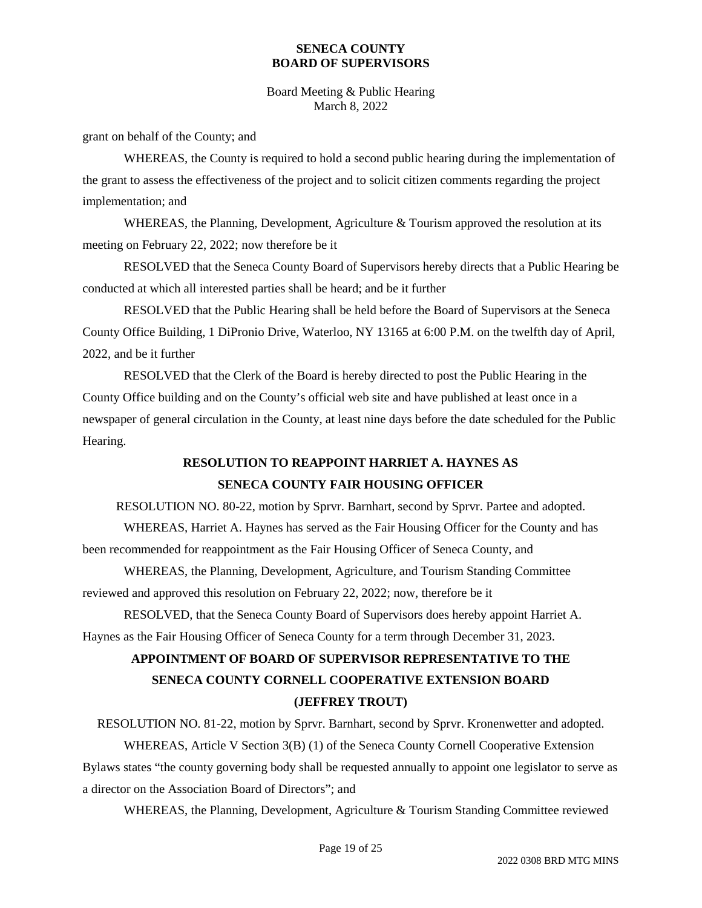grant on behalf of the County; and

WHEREAS, the County is required to hold a second public hearing during the implementation of the grant to assess the effectiveness of the project and to solicit citizen comments regarding the project implementation; and

WHEREAS, the Planning, Development, Agriculture & Tourism approved the resolution at its meeting on February 22, 2022; now therefore be it

RESOLVED that the Seneca County Board of Supervisors hereby directs that a Public Hearing be conducted at which all interested parties shall be heard; and be it further

RESOLVED that the Public Hearing shall be held before the Board of Supervisors at the Seneca County Office Building, 1 DiPronio Drive, Waterloo, NY 13165 at 6:00 P.M. on the twelfth day of April, 2022, and be it further

RESOLVED that the Clerk of the Board is hereby directed to post the Public Hearing in the County Office building and on the County's official web site and have published at least once in a newspaper of general circulation in the County, at least nine days before the date scheduled for the Public Hearing.

## RESOLUTION TO REAPPOINT HARRIET A. HAYNES AS SENECA COUNTY FAIR HOUSING OFFICER

RESOLUTION NO. 80-22, motion by Sprvr. Barnhart, second by Sprvr. Partee and adopted.

WHEREAS, Harriet A. Haynes has served as the Fair Housing Officer for the County and has been recommended for reappointment as the Fair Housing Officer of Seneca County, and

WHEREAS, the Planning, Development, Agriculture, and Tourism Standing Committee reviewed and approved this resolution on February 22, 2022; now, therefore be it

RESOLVED, that the Seneca County Board of Supervisors does hereby appoint Harriet A. Haynes as the Fair Housing Officer of Seneca County for a term through December 31, 2023.

## APPOINTMENT OF BOARD OF SUPERVISOR REPRESENTATIVE TO THE SENECA COUNTY CORNELL COOPERATIVE EXTENSION BOARD (JEFFREY TROUT)

RESOLUTION NO. 81-22, motion by Sprvr. Barnhart, second by Sprvr. Kronenwetter and adopted.

WHEREAS, Article V Section 3(B) (1) of the Seneca County Cornell Cooperative Extension Bylaws states "the county governing body shall be requested annually to appoint one legislator to serve as a director on the Association Board of Directors"; and

WHEREAS, the Planning, Development, Agriculture & Tourism Standing Committee reviewed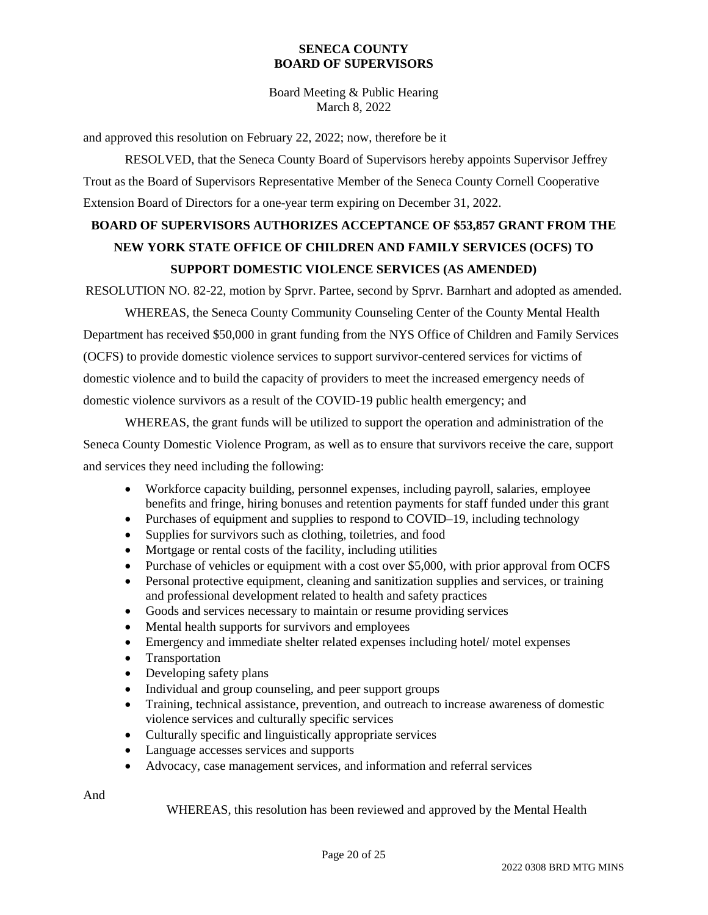and approved this resolution on February 22, 2022; now, therefore be it

RESOLVED, that the Seneca County Board of Supervisors hereby appoints Supervisor Jeffrey Trout as the Board of Supervisors Representative Member of the Seneca County Cornell Cooperative Extension Board of Directors for a one-year term expiring on December 31, 2022.

**BOARD OF SUPERVISORS AUTHORIZES ACCEPTANCE OF $53,857 GRANT FROM THE NEW YORK STATE OFFICE OF CHILDREN AND FAMILY SERVICES (OCFS) TO SUPPORT DOMESTIC VIOLENCE SERVICES (AS AMENDED)**

RESOLUTION NO. 82-22, motion by Sprvr. Partee, second by Sprvr. Barnhart and adopted as amended.

WHEREAS, the Seneca County Community Counseling Center of the County Mental Health Department has received $50,000 in grant funding from the NYS Office of Children and Family Services (OCFS) to provide domestic violence services to support survivor-centered services for victims of domestic violence and to build the capacity of providers to meet the increased emergency needs of domestic violence survivors as a result of the COVID-19 public health emergency; and

WHEREAS, the grant funds will be utilized to support the operation and administration of the Seneca County Domestic Violence Program, as well as to ensure that survivors receive the care, support and services they need including the following:

- Workforce capacity building, personnel expenses, including payroll, salaries, employee benefits and fringe, hiring bonuses and retention payments for staff funded under this grant
- Purchases of equipment and supplies to respond to COVID–19, including technology
- Supplies for survivors such as clothing, toiletries, and food
- Mortgage or rental costs of the facility, including utilities
- Purchase of vehicles or equipment with a cost over $5,000, with prior approval from OCFS
- Personal protective equipment, cleaning and sanitization supplies and services, or training and professional development related to health and safety practices
- Goods and services necessary to maintain or resume providing services
- Mental health supports for survivors and employees
- Emergency and immediate shelter related expenses including hotel/ motel expenses
- Transportation
- Developing safety plans
- Individual and group counseling, and peer support groups
- Training, technical assistance, prevention, and outreach to increase awareness of domestic violence services and culturally specific services
- Culturally specific and linguistically appropriate services
- Language accesses services and supports
- Advocacy, case management services, and information and referral services

And

WHEREAS, this resolution has been reviewed and approved by the Mental Health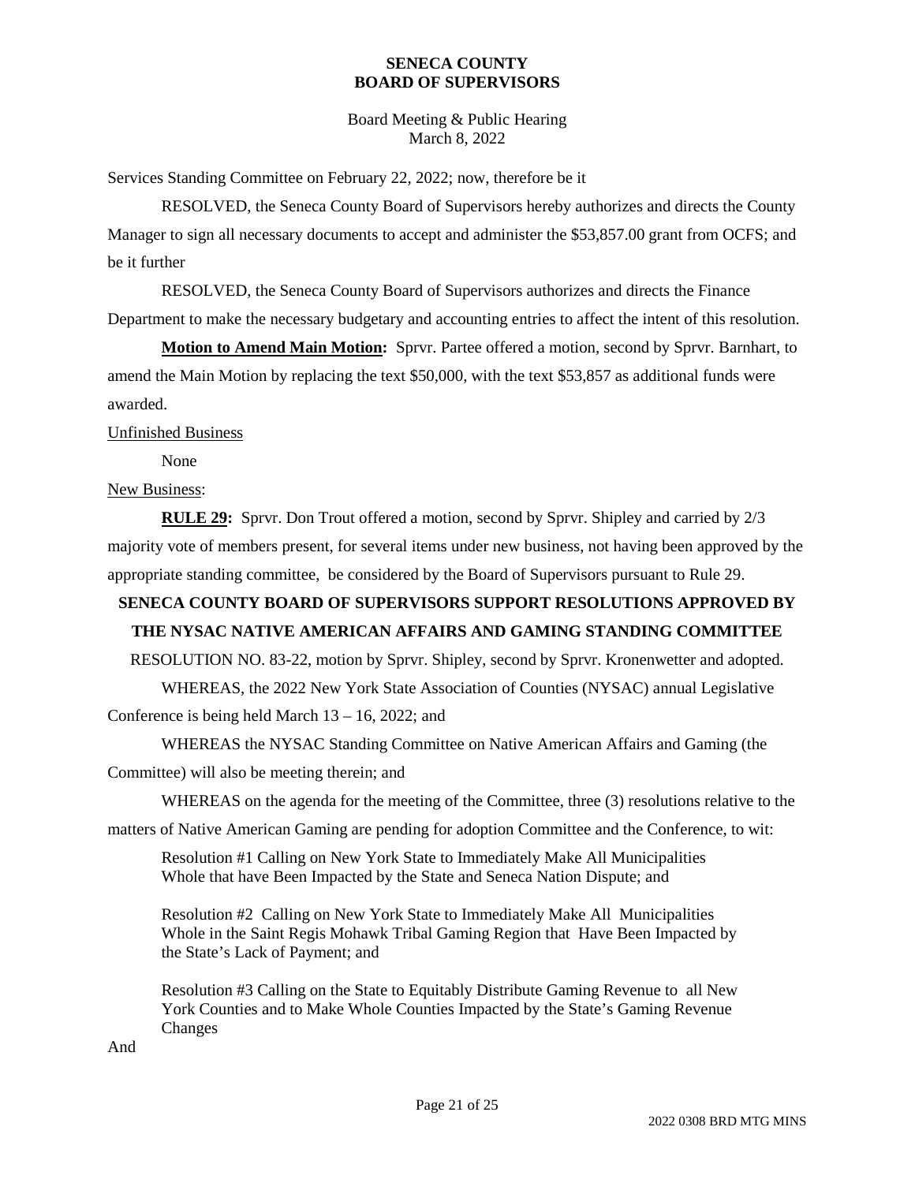Services Standing Committee on February 22, 2022; now, therefore be it

RESOLVED, the Seneca County Board of Supervisors hereby authorizes and directs the County Manager to sign all necessary documents to accept and administer the $53,857.00 grant from OCFS; and be it further

RESOLVED, the Seneca County Board of Supervisors authorizes and directs the Finance Department to make the necessary budgetary and accounting entries to affect the intent of this resolution.

**Motion to Amend Main Motion:** Sprvr. Partee offered a motion, second by Sprvr. Barnhart, to amend the Main Motion by replacing the text $50,000, with the text $53,857 as additional funds were awarded.

Unfinished Business

None

New Business:

**RULE 29:** Sprvr. Don Trout offered a motion, second by Sprvr. Shipley and carried by 2/3 majority vote of members present, for several items under new business, not having been approved by the appropriate standing committee, be considered by the Board of Supervisors pursuant to Rule 29.

**SENECA COUNTY BOARD OF SUPERVISORS SUPPORT RESOLUTIONS APPROVED BY THE NYSAC NATIVE AMERICAN AFFAIRS AND GAMING STANDING COMMITTEE**

RESOLUTION NO. 83-22, motion by Sprvr. Shipley, second by Sprvr. Kronenwetter and adopted.

WHEREAS, the 2022 New York State Association of Counties (NYSAC) annual Legislative Conference is being held March 13 – 16, 2022; and

WHEREAS the NYSAC Standing Committee on Native American Affairs and Gaming (the Committee) will also be meeting therein; and

WHEREAS on the agenda for the meeting of the Committee, three (3) resolutions relative to the matters of Native American Gaming are pending for adoption Committee and the Conference, to wit:

Resolution #1 Calling on New York State to Immediately Make All Municipalities Whole that have Been Impacted by the State and Seneca Nation Dispute; and

Resolution #2 Calling on New York State to Immediately Make All Municipalities Whole in the Saint Regis Mohawk Tribal Gaming Region that Have Been Impacted by the State's Lack of Payment; and

Resolution #3 Calling on the State to Equitably Distribute Gaming Revenue to all New York Counties and to Make Whole Counties Impacted by the State's Gaming Revenue Changes

And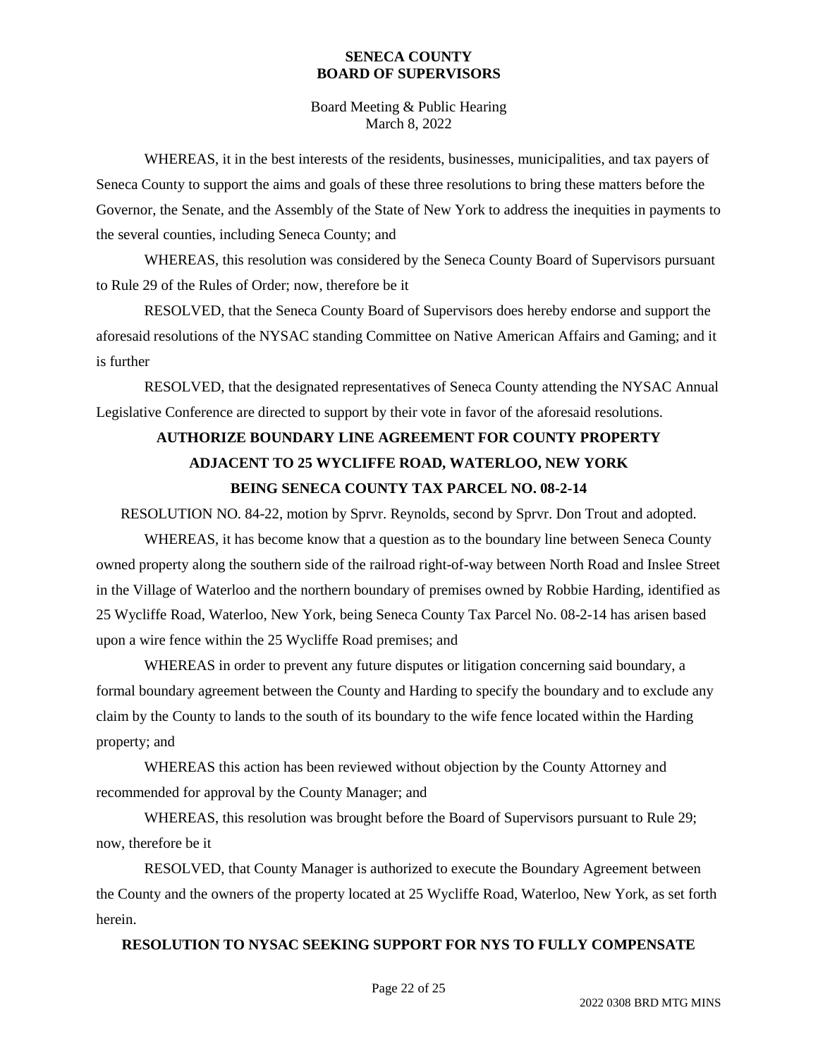WHEREAS, it in the best interests of the residents, businesses, municipalities, and tax payers of Seneca County to support the aims and goals of these three resolutions to bring these matters before the Governor, the Senate, and the Assembly of the State of New York to address the inequities in payments to the several counties, including Seneca County; and

WHEREAS, this resolution was considered by the Seneca County Board of Supervisors pursuant to Rule 29 of the Rules of Order; now, therefore be it

RESOLVED, that the Seneca County Board of Supervisors does hereby endorse and support the aforesaid resolutions of the NYSAC standing Committee on Native American Affairs and Gaming; and it is further

RESOLVED, that the designated representatives of Seneca County attending the NYSAC Annual Legislative Conference are directed to support by their vote in favor of the aforesaid resolutions.

**AUTHORIZE BOUNDARY LINE AGREEMENT FOR COUNTY PROPERTY ADJACENT TO 25 WYCLIFFE ROAD, WATERLOO, NEW YORK BEING SENECA COUNTY TAX PARCEL NO. 08-2-14**

RESOLUTION NO. 84-22, motion by Sprvr. Reynolds, second by Sprvr. Don Trout and adopted.

WHEREAS, it has become know that a question as to the boundary line between Seneca County owned property along the southern side of the railroad right-of-way between North Road and Inslee Street in the Village of Waterloo and the northern boundary of premises owned by Robbie Harding, identified as 25 Wycliffe Road, Waterloo, New York, being Seneca County Tax Parcel No. 08-2-14 has arisen based upon a wire fence within the 25 Wycliffe Road premises; and

WHEREAS in order to prevent any future disputes or litigation concerning said boundary, a formal boundary agreement between the County and Harding to specify the boundary and to exclude any claim by the County to lands to the south of its boundary to the wife fence located within the Harding property; and

WHEREAS this action has been reviewed without objection by the County Attorney and recommended for approval by the County Manager; and

WHEREAS, this resolution was brought before the Board of Supervisors pursuant to Rule 29; now, therefore be it

RESOLVED, that County Manager is authorized to execute the Boundary Agreement between the County and the owners of the property located at 25 Wycliffe Road, Waterloo, New York, as set forth herein.

**RESOLUTION TO NYSAC SEEKING SUPPORT FOR NYS TO FULLY COMPENSATE**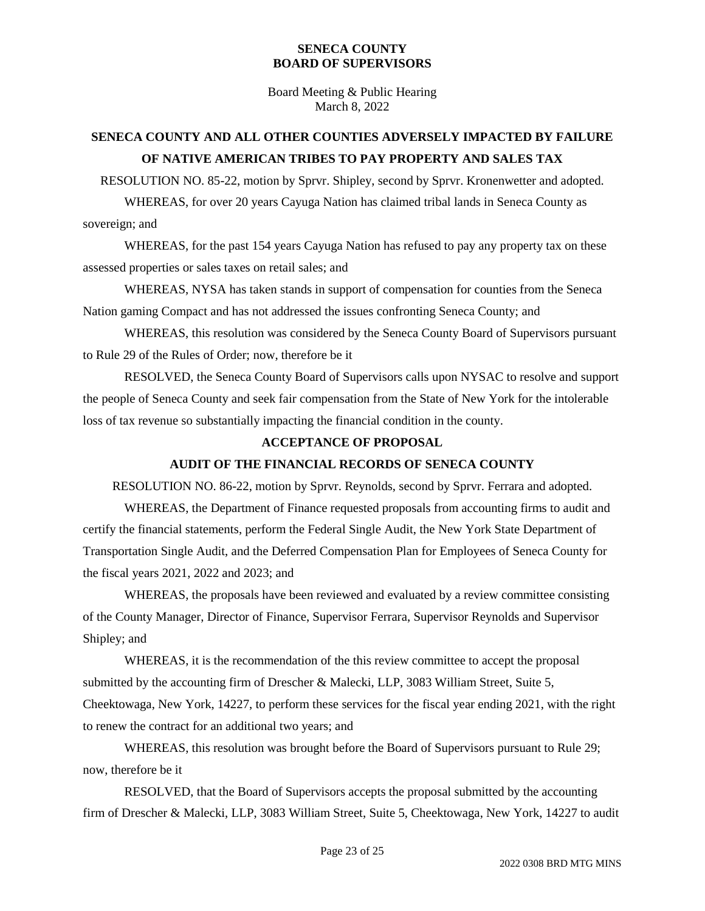**SENECA COUNTY AND ALL OTHER COUNTIES ADVERSELY IMPACTED BY FAILURE OF NATIVE AMERICAN TRIBES TO PAY PROPERTY AND SALES TAX**

RESOLUTION NO. 85-22, motion by Sprvr. Shipley, second by Sprvr. Kronenwetter and adopted.

WHEREAS, for over 20 years Cayuga Nation has claimed tribal lands in Seneca County as sovereign; and

WHEREAS, for the past 154 years Cayuga Nation has refused to pay any property tax on these assessed properties or sales taxes on retail sales; and

WHEREAS, NYSA has taken stands in support of compensation for counties from the Seneca Nation gaming Compact and has not addressed the issues confronting Seneca County; and

WHEREAS, this resolution was considered by the Seneca County Board of Supervisors pursuant to Rule 29 of the Rules of Order; now, therefore be it

RESOLVED, the Seneca County Board of Supervisors calls upon NYSAC to resolve and support the people of Seneca County and seek fair compensation from the State of New York for the intolerable loss of tax revenue so substantially impacting the financial condition in the county.

**ACCEPTANCE OF PROPOSAL**

**AUDIT OF THE FINANCIAL RECORDS OF SENECA COUNTY**

RESOLUTION NO. 86-22, motion by Sprvr. Reynolds, second by Sprvr. Ferrara and adopted.

WHEREAS, the Department of Finance requested proposals from accounting firms to audit and certify the financial statements, perform the Federal Single Audit, the New York State Department of Transportation Single Audit, and the Deferred Compensation Plan for Employees of Seneca County for the fiscal years 2021, 2022 and 2023; and

WHEREAS, the proposals have been reviewed and evaluated by a review committee consisting of the County Manager, Director of Finance, Supervisor Ferrara, Supervisor Reynolds and Supervisor Shipley; and

WHEREAS, it is the recommendation of the this review committee to accept the proposal submitted by the accounting firm of Drescher & Malecki, LLP, 3083 William Street, Suite 5, Cheektowaga, New York, 14227, to perform these services for the fiscal year ending 2021, with the right to renew the contract for an additional two years; and

WHEREAS, this resolution was brought before the Board of Supervisors pursuant to Rule 29; now, therefore be it

RESOLVED, that the Board of Supervisors accepts the proposal submitted by the accounting firm of Drescher & Malecki, LLP, 3083 William Street, Suite 5, Cheektowaga, New York, 14227 to audit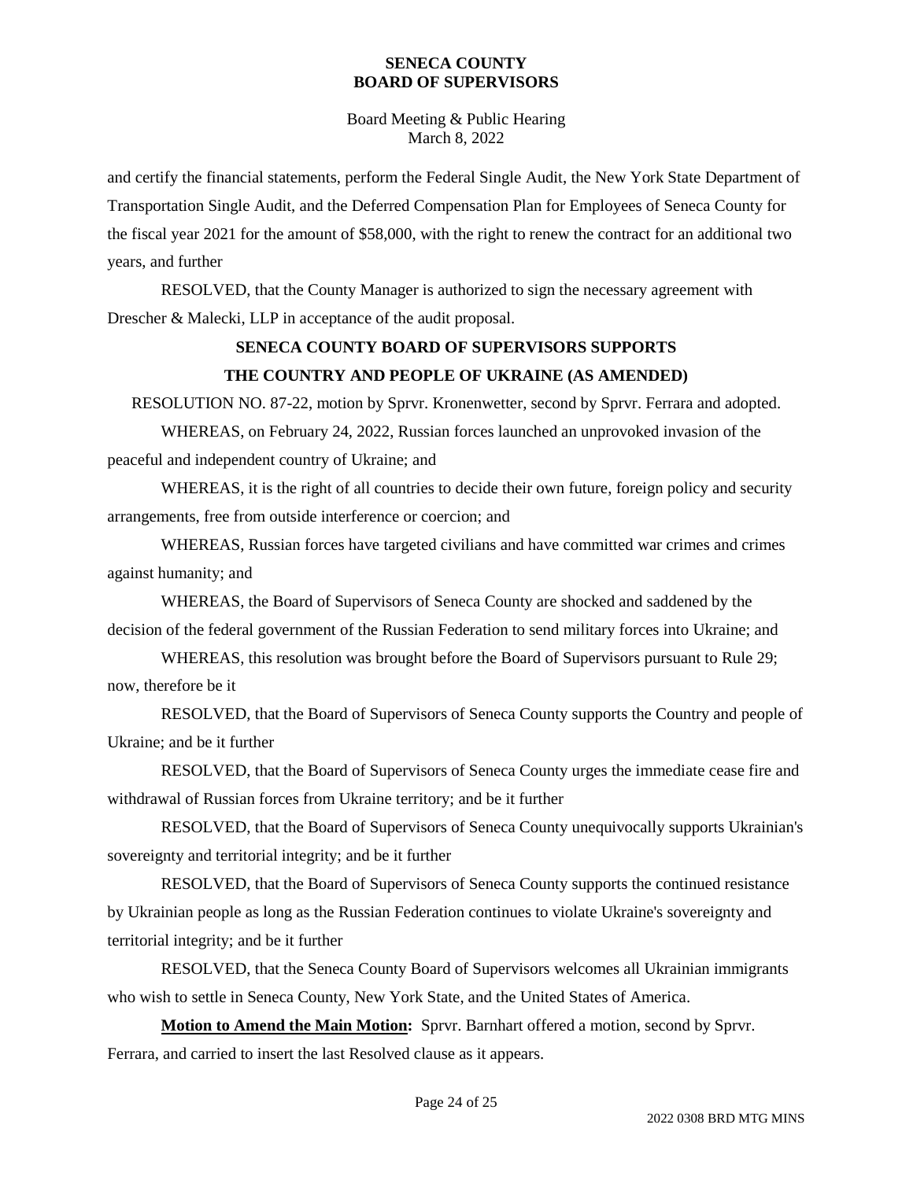and certify the financial statements, perform the Federal Single Audit, the New York State Department of Transportation Single Audit, and the Deferred Compensation Plan for Employees of Seneca County for the fiscal year 2021 for the amount of $58,000, with the right to renew the contract for an additional two years, and further

RESOLVED, that the County Manager is authorized to sign the necessary agreement with Drescher & Malecki, LLP in acceptance of the audit proposal.

**SENECA COUNTY BOARD OF SUPERVISORS SUPPORTS THE COUNTRY AND PEOPLE OF UKRAINE (AS AMENDED)**

RESOLUTION NO. 87-22, motion by Sprvr. Kronenwetter, second by Sprvr. Ferrara and adopted.

WHEREAS, on February 24, 2022, Russian forces launched an unprovoked invasion of the peaceful and independent country of Ukraine; and

WHEREAS, it is the right of all countries to decide their own future, foreign policy and security arrangements, free from outside interference or coercion; and

WHEREAS, Russian forces have targeted civilians and have committed war crimes and crimes against humanity; and

WHEREAS, the Board of Supervisors of Seneca County are shocked and saddened by the decision of the federal government of the Russian Federation to send military forces into Ukraine; and

WHEREAS, this resolution was brought before the Board of Supervisors pursuant to Rule 29; now, therefore be it

RESOLVED, that the Board of Supervisors of Seneca County supports the Country and people of Ukraine; and be it further

RESOLVED, that the Board of Supervisors of Seneca County urges the immediate cease fire and withdrawal of Russian forces from Ukraine territory; and be it further

RESOLVED, that the Board of Supervisors of Seneca County unequivocally supports Ukrainian's sovereignty and territorial integrity; and be it further

RESOLVED, that the Board of Supervisors of Seneca County supports the continued resistance by Ukrainian people as long as the Russian Federation continues to violate Ukraine's sovereignty and territorial integrity; and be it further

RESOLVED, that the Seneca County Board of Supervisors welcomes all Ukrainian immigrants who wish to settle in Seneca County, New York State, and the United States of America.

**Motion to Amend the Main Motion:** Sprvr. Barnhart offered a motion, second by Sprvr. Ferrara, and carried to insert the last Resolved clause as it appears.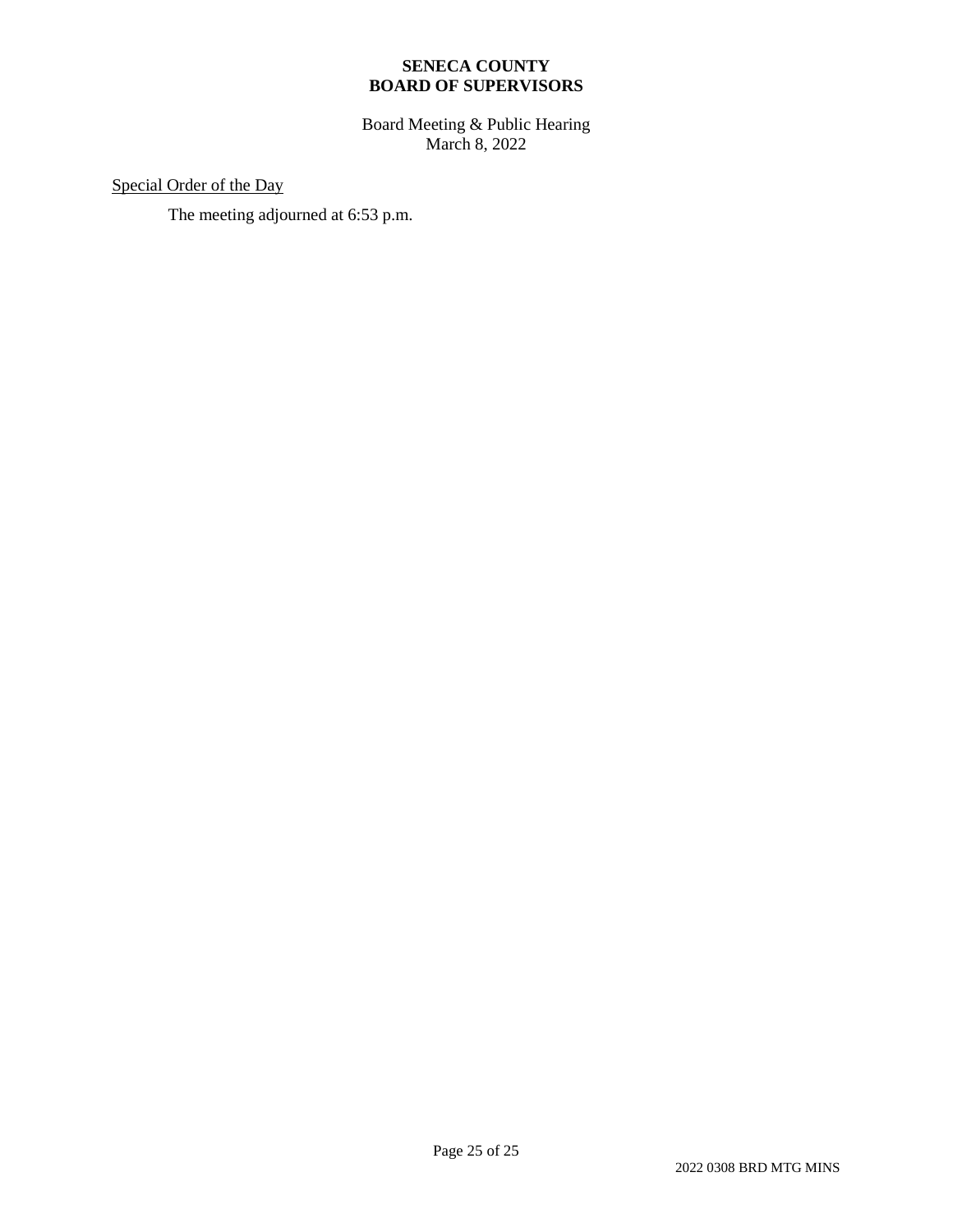Special Order of the Day

The meeting adjourned at 6:53 p.m.